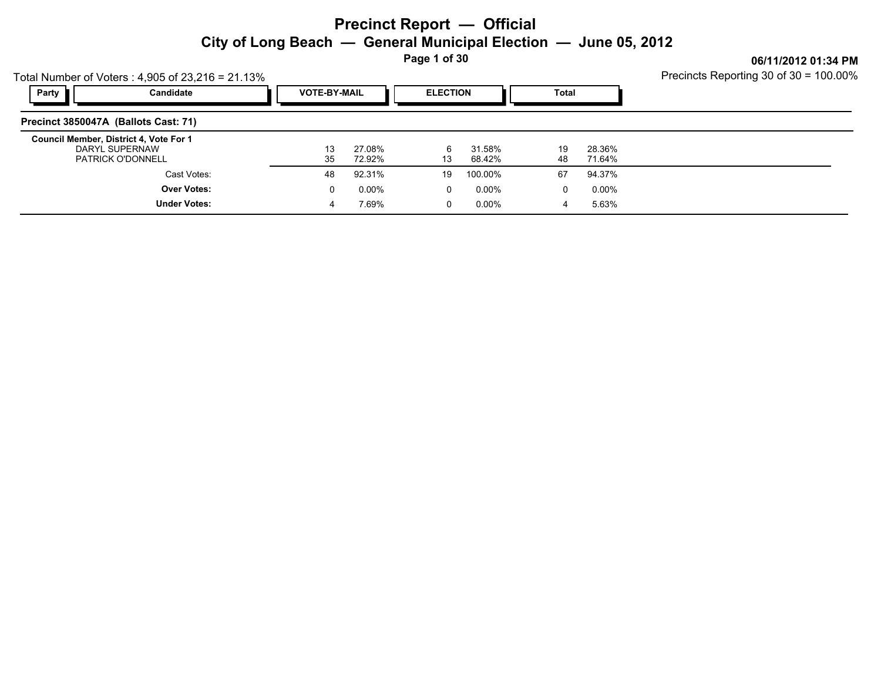# Precinct Report — Official

## City of Long Beach — General Municipal Election — June 05, 2012

06/11/2012 01:34 PM

Total Number of Voters : 4,905 of 23,216 = 21.13%

Precincts Reporting 30 of 30 = 100.00%

| Party | Candidate | VOTE-BY-MAIL | | ELECTION | | Total | |
|---|---|---|---|---|---|---|---|
| **Precinct 3850047A (Ballots Cast: 71)** | | | | | | | |
| **Council Member, District 4, Vote For 1** | | | | | | | |
| | DARYL SUPERNAW | 13 | 27.08% | 6 | 31.58% | 19 | 28.36% |
| | PATRICK O'DONNELL | 35 | 72.92% | 13 | 68.42% | 48 | 71.64% |
| | Cast Votes: | 48 | 92.31% | 19 | 100.00% | 67 | 94.37% |
| | **Over Votes:** | 0 | 0.00% | 0 | 0.00% | 0 | 0.00% |
| | **Under Votes:** | 4 | 7.69% | 0 | 0.00% | 4 | 5.63% |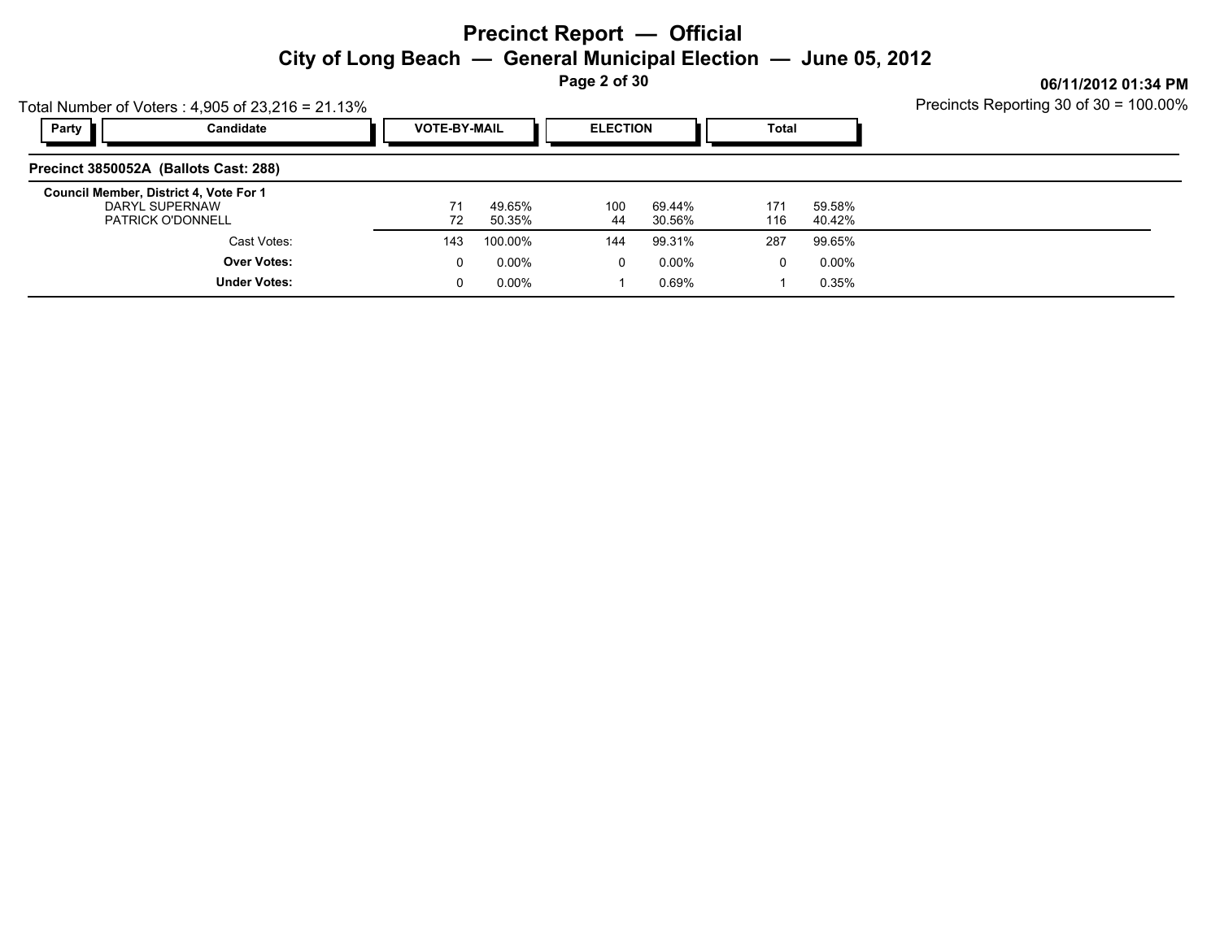# Precinct Report — Official

## City of Long Beach — General Municipal Election — June 05, 2012

06/11/2012 01:34 PM

Total Number of Voters : 4,905 of 23,216 = 21.13%

Precincts Reporting 30 of 30 = 100.00%

### Precinct 3850052A (Ballots Cast: 288)

| Party | Candidate | VOTE-BY-MAIL | | ELECTION | | Total | |
|---|---|---|---|---|---|---|---|
| | **Council Member, District 4, Vote For 1** | | | | | | |
| | DARYL SUPERNAW | 71 | 49.65% | 100 | 69.44% | 171 | 59.58% |
| | PATRICK O'DONNELL | 72 | 50.35% | 44 | 30.56% | 116 | 40.42% |
| | Cast Votes: | 143 | 100.00% | 144 | 99.31% | 287 | 99.65% |
| | **Over Votes:** | 0 | 0.00% | 0 | 0.00% | 0 | 0.00% |
| | **Under Votes:** | 0 | 0.00% | 1 | 0.69% | 1 | 0.35% |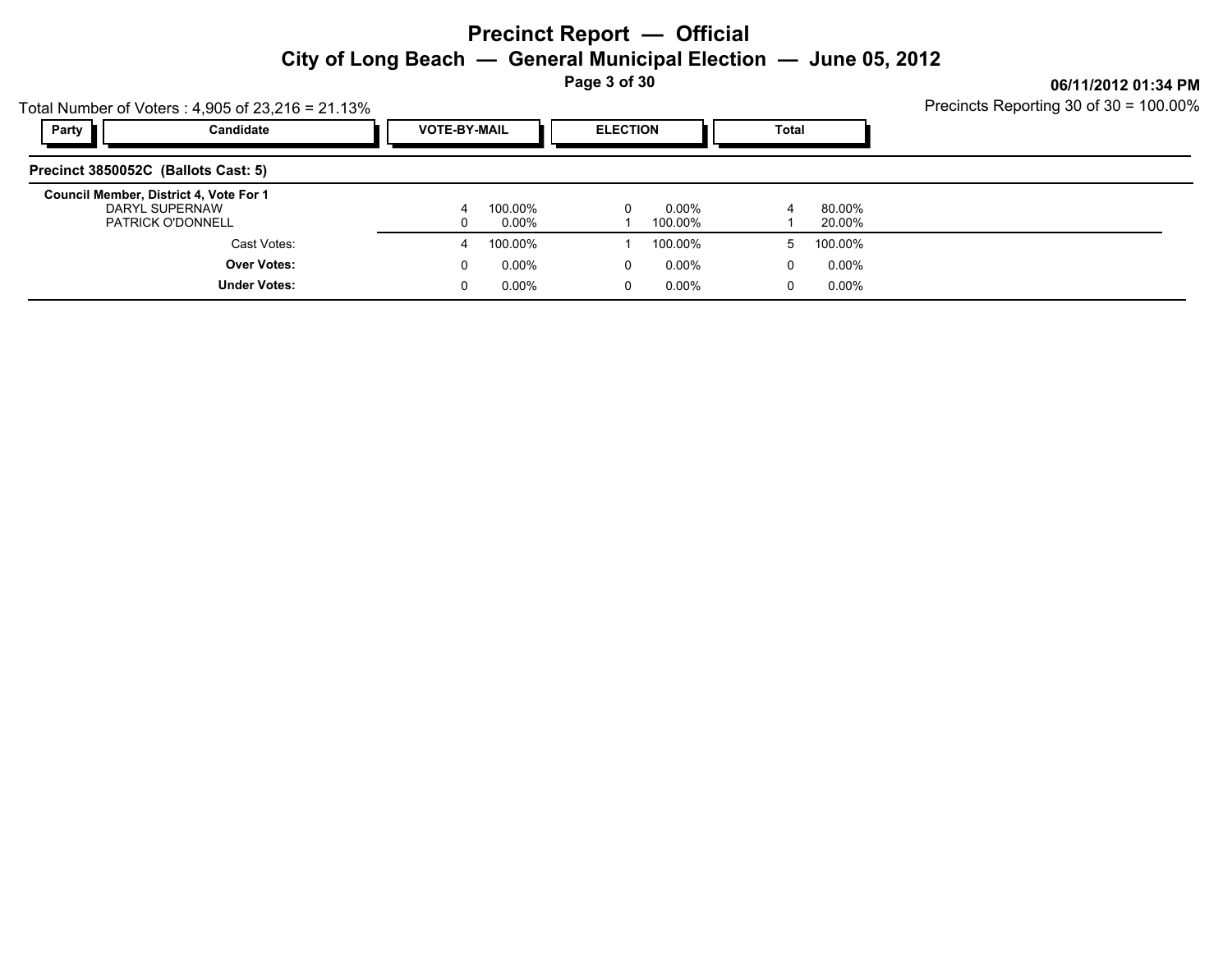# Precinct Report — Official

## City of Long Beach — General Municipal Election — June 05, 2012

06/11/2012 01:34 PM

Total Number of Voters : 4,905 of 23,216 = 21.13%

Precincts Reporting 30 of 30 = 100.00%

| Party | Candidate | VOTE-BY-MAIL | | ELECTION | | Total | |
|---|---|---|---|---|---|---|---|
| **Precinct 3850052C (Ballots Cast: 5)** | | | | | | | |
| **Council Member, District 4, Vote For 1** | | | | | | | |
| | DARYL SUPERNAW | 4 | 100.00% | 0 | 0.00% | 4 | 80.00% |
| | PATRICK O'DONNELL | 0 | 0.00% | 1 | 100.00% | 1 | 20.00% |
| | Cast Votes: | 4 | 100.00% | 1 | 100.00% | 5 | 100.00% |
| | **Over Votes:** | 0 | 0.00% | 0 | 0.00% | 0 | 0.00% |
| | **Under Votes:** | 0 | 0.00% | 0 | 0.00% | 0 | 0.00% |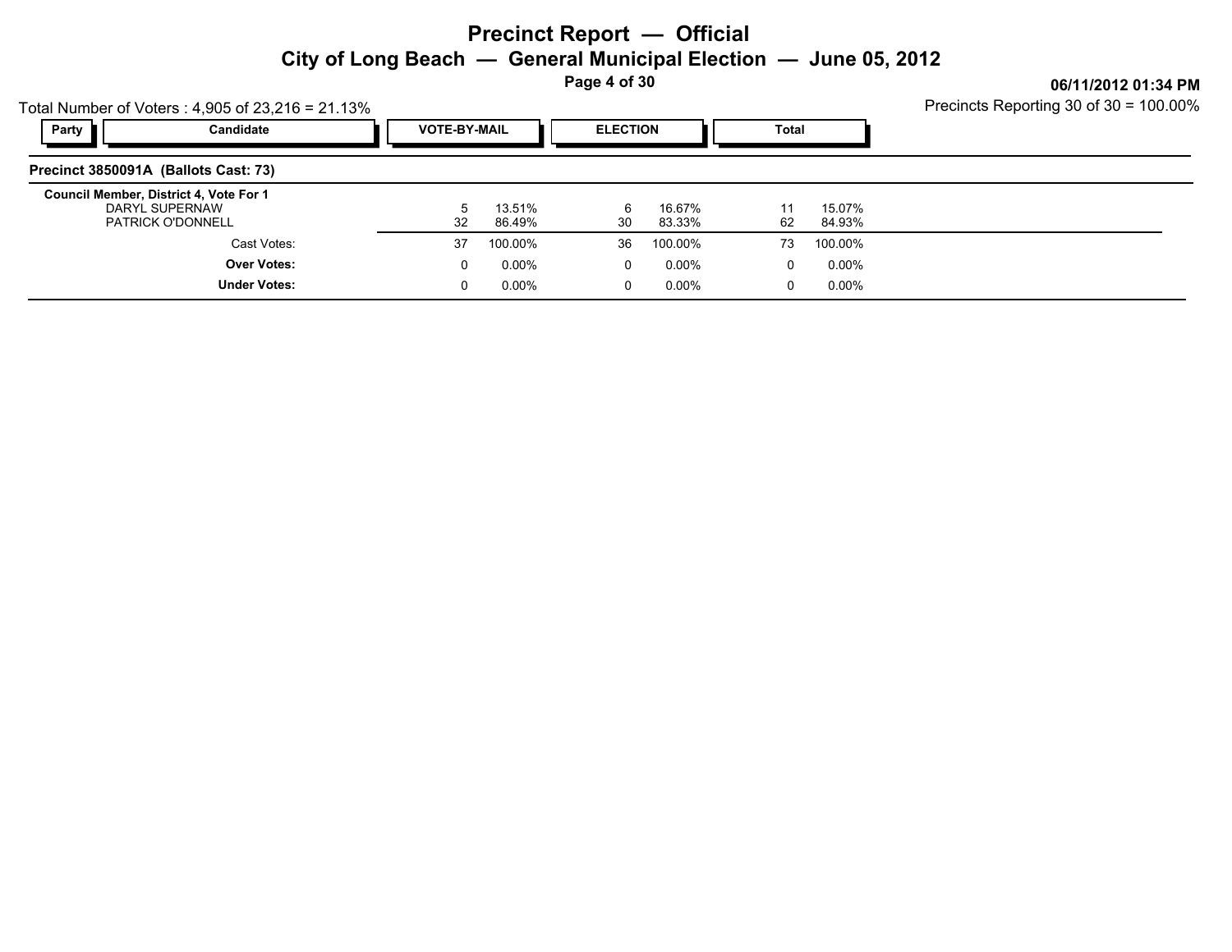# Precinct Report — Official

## City of Long Beach — General Municipal Election — June 05, 2012

06/11/2012 01:34 PM

Total Number of Voters : 4,905 of 23,216 = 21.13%

Precincts Reporting 30 of 30 = 100.00%

### Precinct 3850091A (Ballots Cast: 73)

| Party | Candidate | VOTE-BY-MAIL | | ELECTION | | Total | |
|---|---|---|---|---|---|---|---|
| | **Council Member, District 4, Vote For 1** | | | | | | |
| | DARYL SUPERNAW | 5 | 13.51% | 6 | 16.67% | 11 | 15.07% |
| | PATRICK O'DONNELL | 32 | 86.49% | 30 | 83.33% | 62 | 84.93% |
| | Cast Votes: | 37 | 100.00% | 36 | 100.00% | 73 | 100.00% |
| | **Over Votes:** | 0 | 0.00% | 0 | 0.00% | 0 | 0.00% |
| | **Under Votes:** | 0 | 0.00% | 0 | 0.00% | 0 | 0.00% |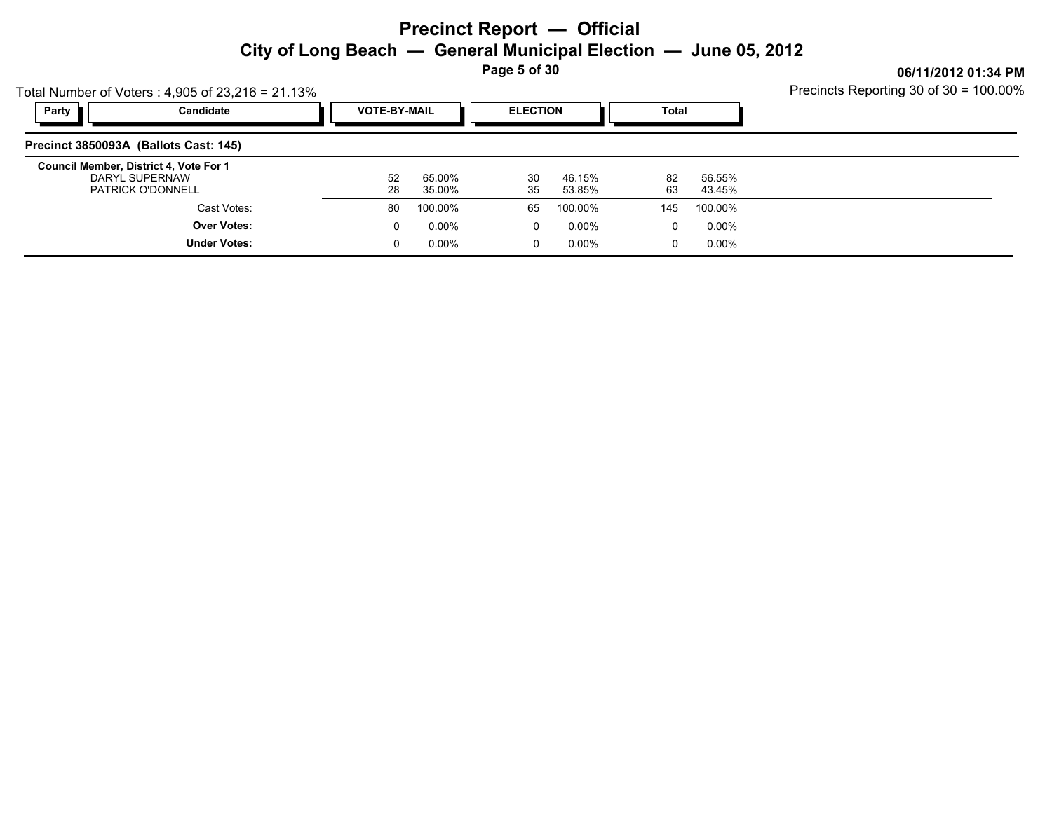# Precinct Report — Official

## City of Long Beach — General Municipal Election — June 05, 2012

06/11/2012 01:34 PM

Total Number of Voters : 4,905 of 23,216 = 21.13%

Precincts Reporting 30 of 30 = 100.00%

### Precinct 3850093A (Ballots Cast: 145)

| Party | Candidate | VOTE-BY-MAIL | | ELECTION | | Total | |
|---|---|---|---|---|---|---|---|
| | **Council Member, District 4, Vote For 1** | | | | | | |
| | DARYL SUPERNAW | 52 | 65.00% | 30 | 46.15% | 82 | 56.55% |
| | PATRICK O'DONNELL | 28 | 35.00% | 35 | 53.85% | 63 | 43.45% |
| | Cast Votes: | 80 | 100.00% | 65 | 100.00% | 145 | 100.00% |
| | **Over Votes:** | 0 | 0.00% | 0 | 0.00% | 0 | 0.00% |
| | **Under Votes:** | 0 | 0.00% | 0 | 0.00% | 0 | 0.00% |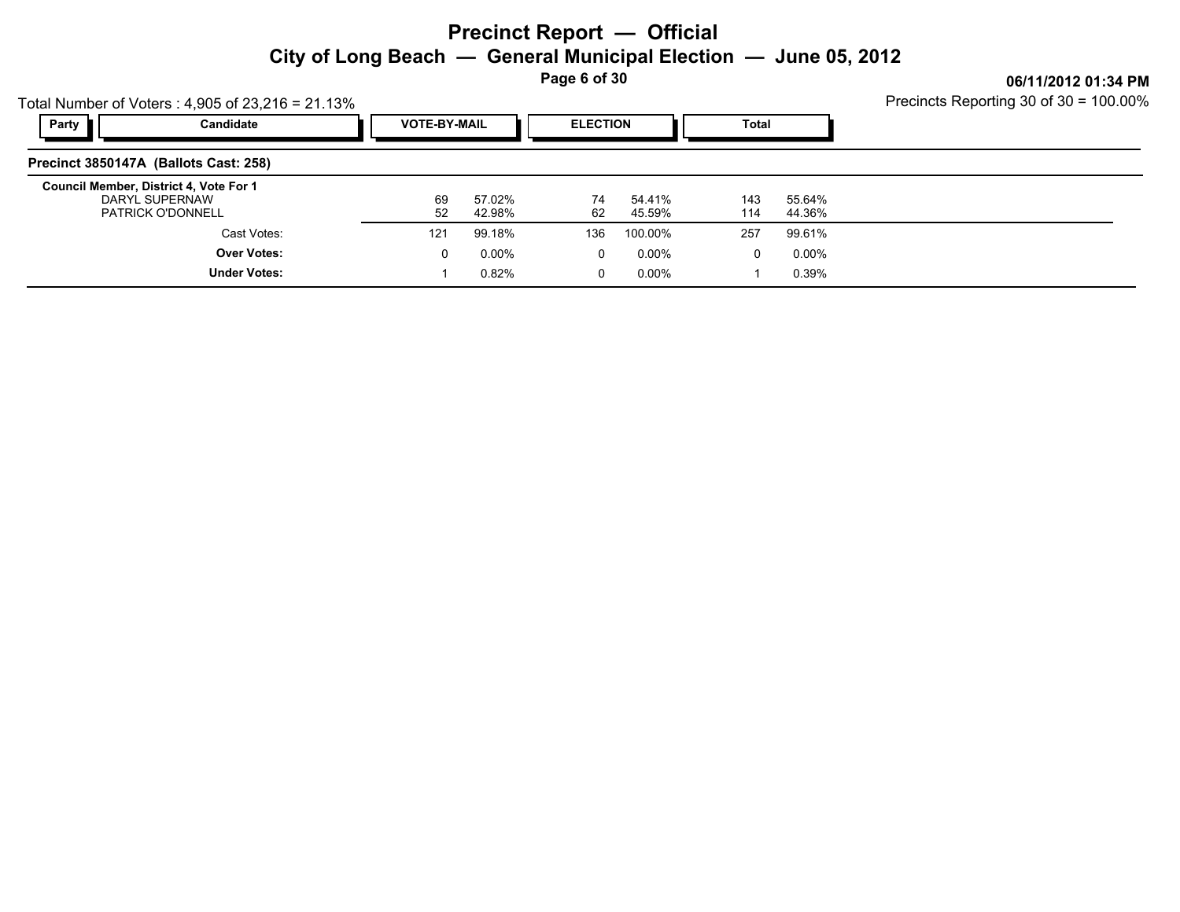# Precinct Report — Official

## City of Long Beach — General Municipal Election — June 05, 2012

06/11/2012 01:34 PM

Total Number of Voters : 4,905 of 23,216 = 21.13%

Precincts Reporting 30 of 30 = 100.00%

### Precinct 3850147A (Ballots Cast: 258)

**Council Member, District 4, Vote For 1**

| Party | Candidate | VOTE-BY-MAIL | | ELECTION | | Total | |
|---|---|---|---|---|---|---|---|
| | DARYL SUPERNAW | 69 | 57.02% | 74 | 54.41% | 143 | 55.64% |
| | PATRICK O'DONNELL | 52 | 42.98% | 62 | 45.59% | 114 | 44.36% |
| | Cast Votes: | 121 | 99.18% | 136 | 100.00% | 257 | 99.61% |
| | **Over Votes:** | 0 | 0.00% | 0 | 0.00% | 0 | 0.00% |
| | **Under Votes:** | 1 | 0.82% | 0 | 0.00% | 1 | 0.39% |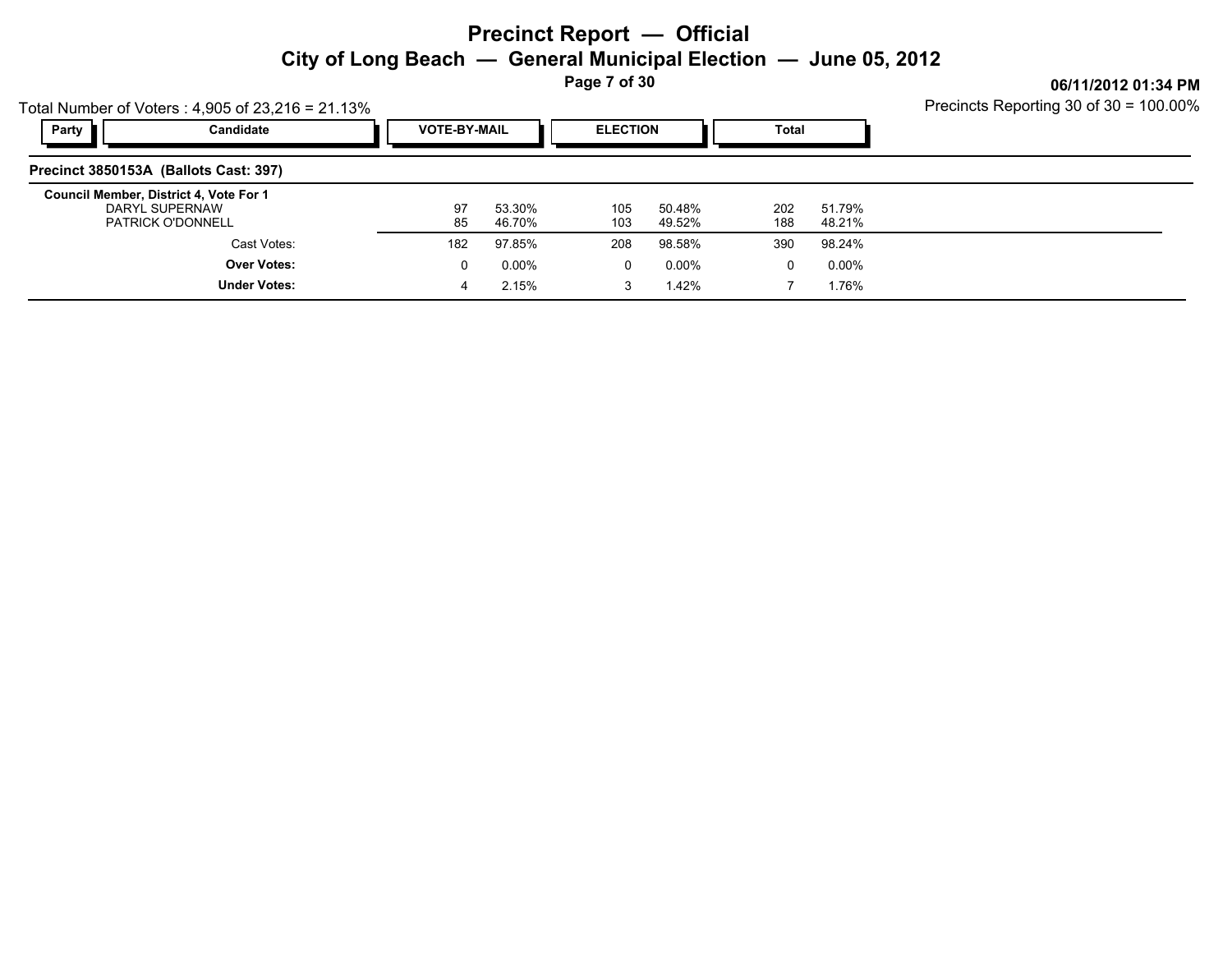# Precinct Report — Official

## City of Long Beach — General Municipal Election — June 05, 2012

06/11/2012 01:34 PM

Total Number of Voters : 4,905 of 23,216 = 21.13%

Precincts Reporting 30 of 30 = 100.00%

### Precinct 3850153A (Ballots Cast: 397)

| Party | Candidate | VOTE-BY-MAIL | | ELECTION | | Total | |
|---|---|---|---|---|---|---|---|
| | **Council Member, District 4, Vote For 1** | | | | | | |
| | DARYL SUPERNAW | 97 | 53.30% | 105 | 50.48% | 202 | 51.79% |
| | PATRICK O'DONNELL | 85 | 46.70% | 103 | 49.52% | 188 | 48.21% |
| | Cast Votes: | 182 | 97.85% | 208 | 98.58% | 390 | 98.24% |
| | **Over Votes:** | 0 | 0.00% | 0 | 0.00% | 0 | 0.00% |
| | **Under Votes:** | 4 | 2.15% | 3 | 1.42% | 7 | 1.76% |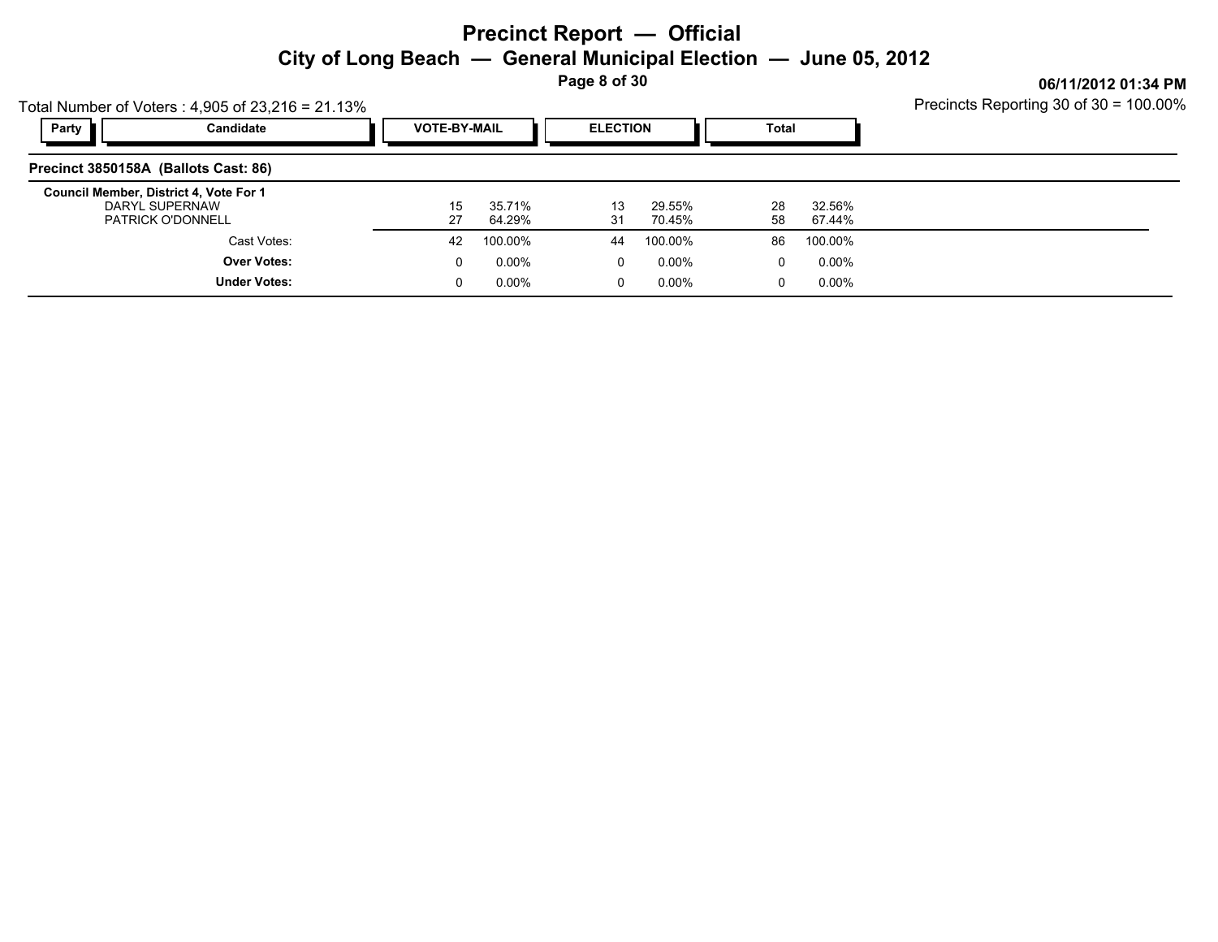# Precinct Report — Official

## City of Long Beach — General Municipal Election — June 05, 2012

**06/11/2012 01:34 PM**

Total Number of Voters : 4,905 of 23,216 = 21.13%

Precincts Reporting 30 of 30 = 100.00%

| Party | Candidate | VOTE-BY-MAIL | | ELECTION | | Total | |
|---|---|---|---|---|---|---|---|
| **Precinct 3850158A (Ballots Cast: 86)** | | | | | | | |
| **Council Member, District 4, Vote For 1** | | | | | | | |
| | DARYL SUPERNAW | 15 | 35.71% | 13 | 29.55% | 28 | 32.56% |
| | PATRICK O'DONNELL | 27 | 64.29% | 31 | 70.45% | 58 | 67.44% |
| | Cast Votes: | 42 | 100.00% | 44 | 100.00% | 86 | 100.00% |
| | **Over Votes:** | 0 | 0.00% | 0 | 0.00% | 0 | 0.00% |
| | **Under Votes:** | 0 | 0.00% | 0 | 0.00% | 0 | 0.00% |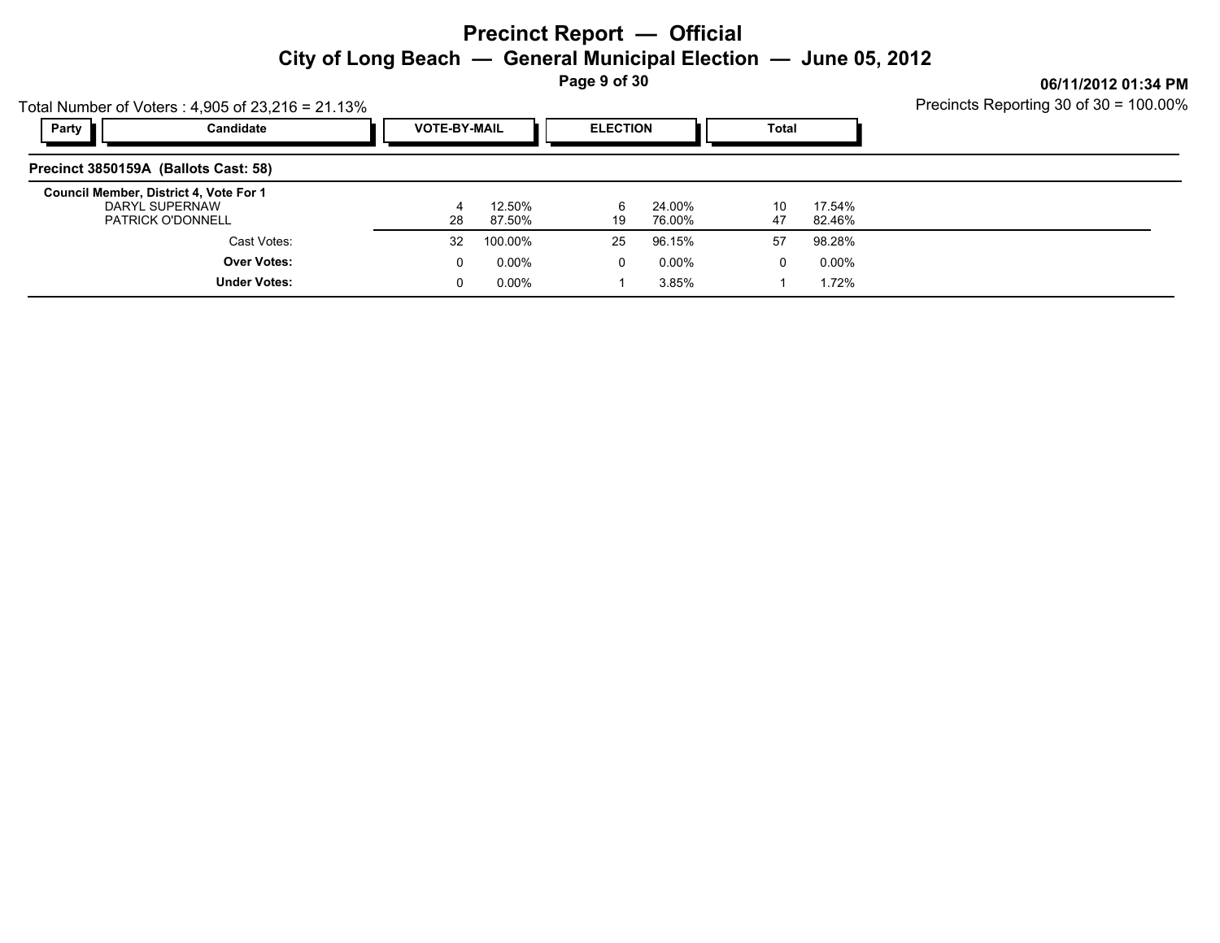# Precinct Report — Official

## City of Long Beach — General Municipal Election — June 05, 2012

06/11/2012 01:34 PM

Total Number of Voters : 4,905 of 23,216 = 21.13%

Precincts Reporting 30 of 30 = 100.00%

### Precinct 3850159A (Ballots Cast: 58)

**Council Member, District 4, Vote For 1**

| Party | Candidate | VOTE-BY-MAIL | | ELECTION | | Total | |
|---|---|---|---|---|---|---|---|
| | DARYL SUPERNAW | 4 | 12.50% | 6 | 24.00% | 10 | 17.54% |
| | PATRICK O'DONNELL | 28 | 87.50% | 19 | 76.00% | 47 | 82.46% |
| | Cast Votes: | 32 | 100.00% | 25 | 96.15% | 57 | 98.28% |
| | **Over Votes:** | 0 | 0.00% | 0 | 0.00% | 0 | 0.00% |
| | **Under Votes:** | 0 | 0.00% | 1 | 3.85% | 1 | 1.72% |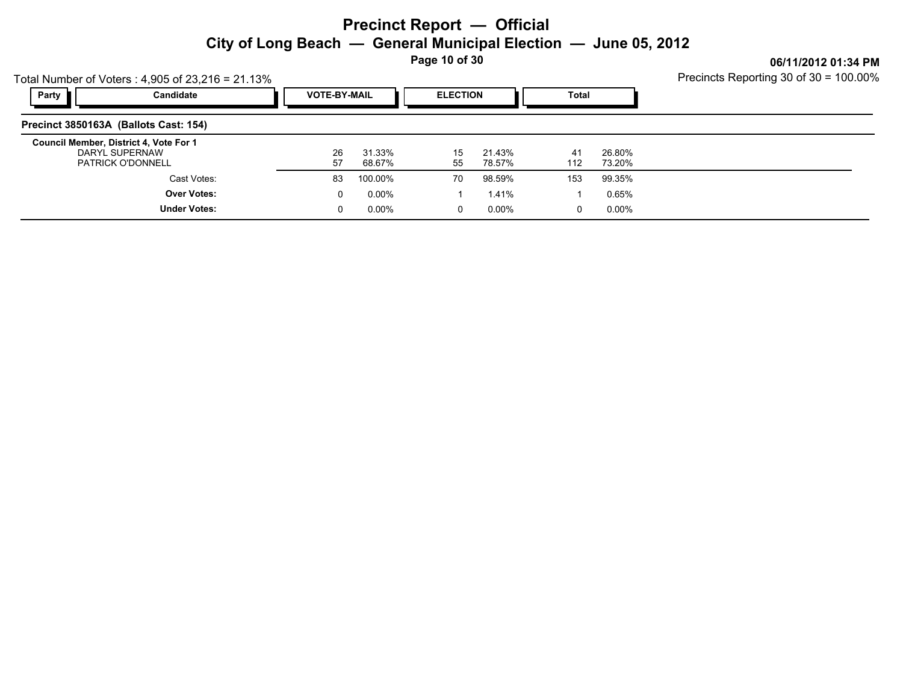# Precinct Report — Official

## City of Long Beach — General Municipal Election — June 05, 2012

06/11/2012 01:34 PM

Total Number of Voters : 4,905 of 23,216 = 21.13%

Precincts Reporting 30 of 30 = 100.00%

### Precinct 3850163A (Ballots Cast: 154)

| Party | Candidate | VOTE-BY-MAIL | | ELECTION | | Total | |
|---|---|---|---|---|---|---|---|
| | **Council Member, District 4, Vote For 1** | | | | | | |
| | DARYL SUPERNAW | 26 | 31.33% | 15 | 21.43% | 41 | 26.80% |
| | PATRICK O'DONNELL | 57 | 68.67% | 55 | 78.57% | 112 | 73.20% |
| | Cast Votes: | 83 | 100.00% | 70 | 98.59% | 153 | 99.35% |
| | **Over Votes:** | 0 | 0.00% | 1 | 1.41% | 1 | 0.65% |
| | **Under Votes:** | 0 | 0.00% | 0 | 0.00% | 0 | 0.00% |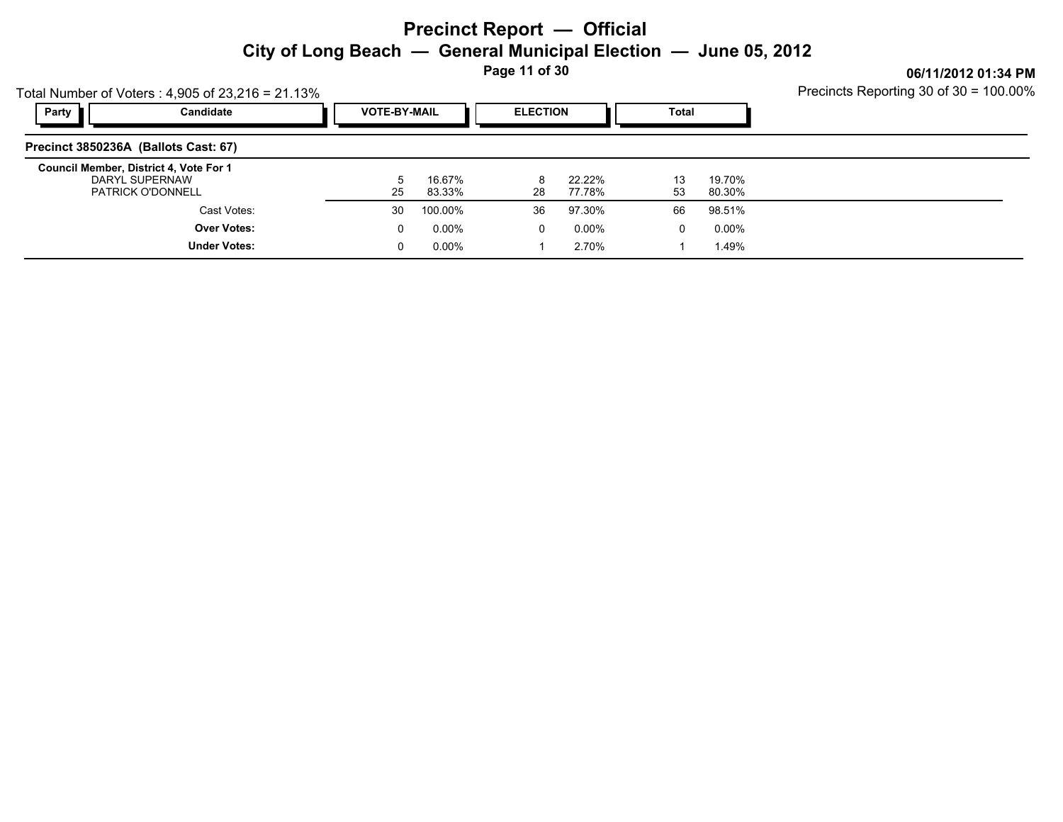# Precinct Report — Official

## City of Long Beach — General Municipal Election — June 05, 2012

06/11/2012 01:34 PM

Total Number of Voters : 4,905 of 23,216 = 21.13%

Precincts Reporting 30 of 30 = 100.00%

### Precinct 3850236A (Ballots Cast: 67)

**Council Member, District 4, Vote For 1**

| Party | Candidate | VOTE-BY-MAIL | | ELECTION | | Total | |
|---|---|---|---|---|---|---|---|
| | DARYL SUPERNAW | 5 | 16.67% | 8 | 22.22% | 13 | 19.70% |
| | PATRICK O'DONNELL | 25 | 83.33% | 28 | 77.78% | 53 | 80.30% |
| | Cast Votes: | 30 | 100.00% | 36 | 97.30% | 66 | 98.51% |
| | **Over Votes:** | 0 | 0.00% | 0 | 0.00% | 0 | 0.00% |
| | **Under Votes:** | 0 | 0.00% | 1 | 2.70% | 1 | 1.49% |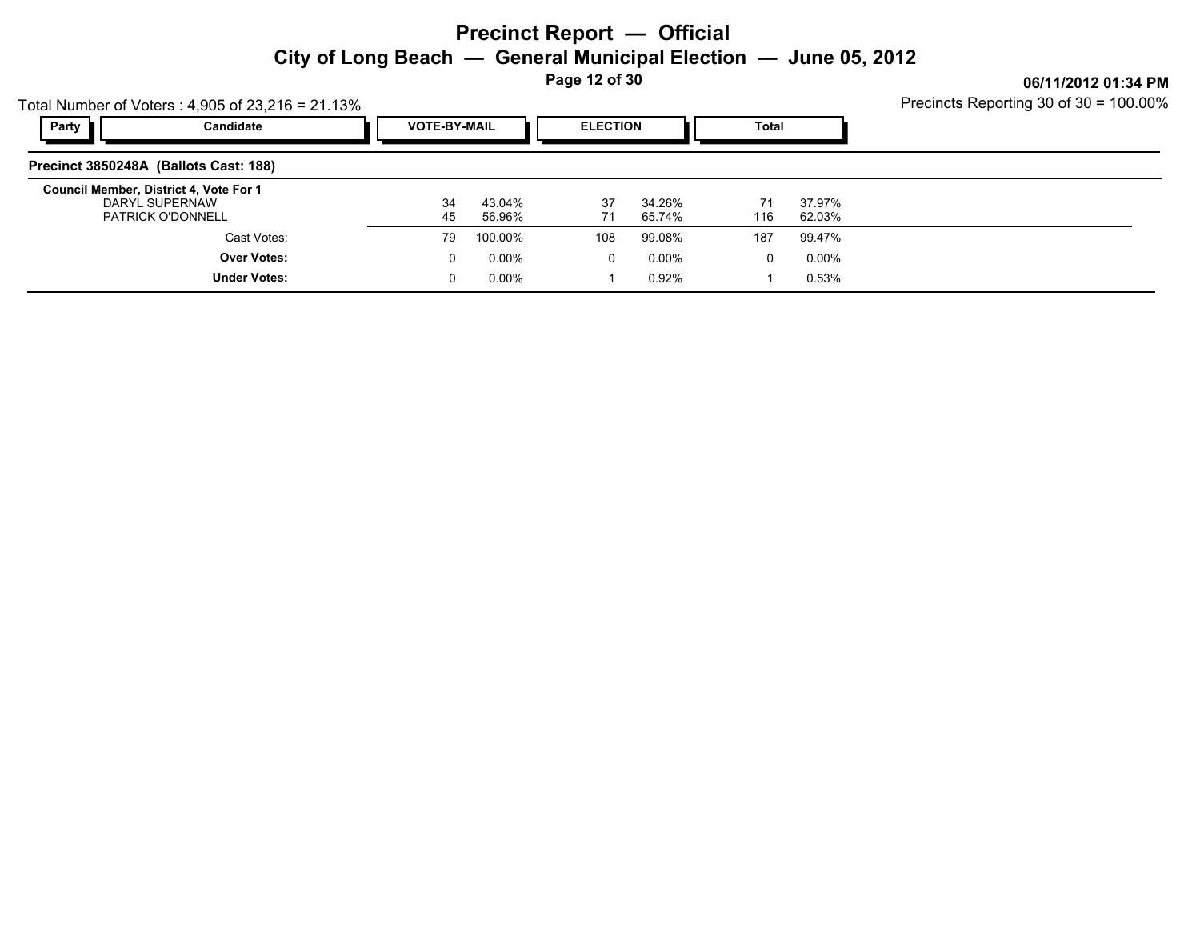# Precinct Report — Official

## City of Long Beach — General Municipal Election — June 05, 2012

06/11/2012 01:34 PM

Total Number of Voters : 4,905 of 23,216 = 21.13%

Precincts Reporting 30 of 30 = 100.00%

### Precinct 3850248A (Ballots Cast: 188)

| Party | Candidate | VOTE-BY-MAIL | | ELECTION | | Total | |
|---|---|---|---|---|---|---|---|
| | **Council Member, District 4, Vote For 1** | | | | | | |
| | DARYL SUPERNAW | 34 | 43.04% | 37 | 34.26% | 71 | 37.97% |
| | PATRICK O'DONNELL | 45 | 56.96% | 71 | 65.74% | 116 | 62.03% |
| | Cast Votes: | 79 | 100.00% | 108 | 99.08% | 187 | 99.47% |
| | **Over Votes:** | 0 | 0.00% | 0 | 0.00% | 0 | 0.00% |
| | **Under Votes:** | 0 | 0.00% | 1 | 0.92% | 1 | 0.53% |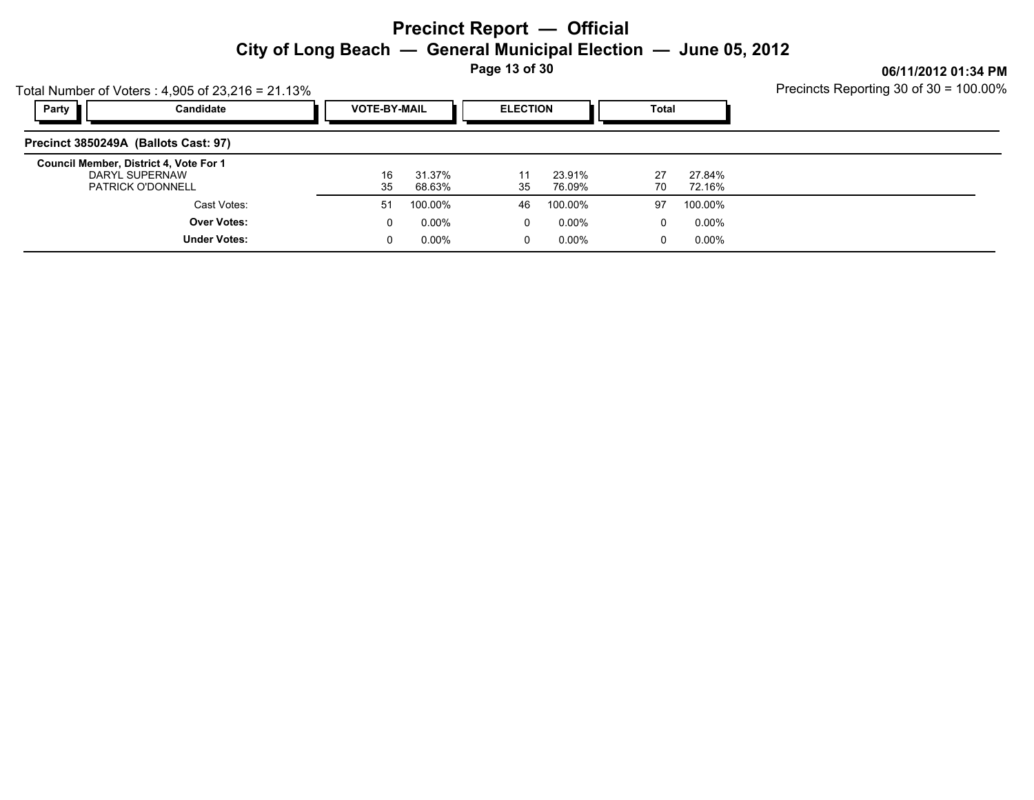# Precinct Report — Official

## City of Long Beach — General Municipal Election — June 05, 2012

06/11/2012 01:34 PM

Total Number of Voters : 4,905 of 23,216 = 21.13%

Precincts Reporting 30 of 30 = 100.00%

### Precinct 3850249A (Ballots Cast: 97)

**Council Member, District 4, Vote For 1**

| Party | Candidate | VOTE-BY-MAIL | | ELECTION | | Total | |
|---|---|---|---|---|---|---|---|
| | DARYL SUPERNAW | 16 | 31.37% | 11 | 23.91% | 27 | 27.84% |
| | PATRICK O'DONNELL | 35 | 68.63% | 35 | 76.09% | 70 | 72.16% |
| | Cast Votes: | 51 | 100.00% | 46 | 100.00% | 97 | 100.00% |
| | **Over Votes:** | 0 | 0.00% | 0 | 0.00% | 0 | 0.00% |
| | **Under Votes:** | 0 | 0.00% | 0 | 0.00% | 0 | 0.00% |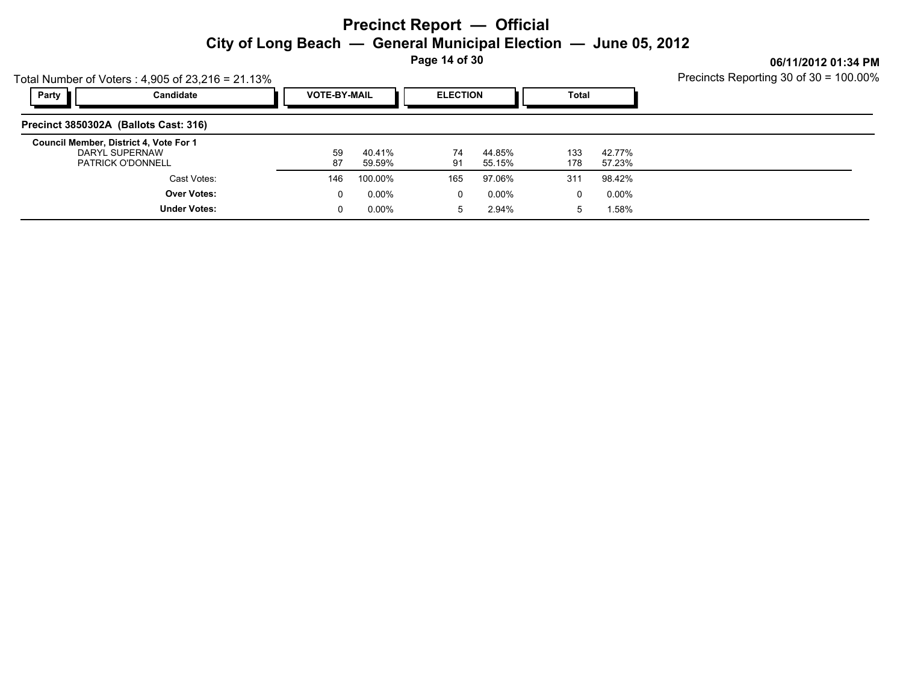# Precinct Report — Official

## City of Long Beach — General Municipal Election — June 05, 2012

06/11/2012 01:34 PM

Total Number of Voters : 4,905 of 23,216 = 21.13%

Precincts Reporting 30 of 30 = 100.00%

### Precinct 3850302A (Ballots Cast: 316)

| Party | Candidate | VOTE-BY-MAIL | | ELECTION | | Total | |
|---|---|---|---|---|---|---|---|
| | **Council Member, District 4, Vote For 1** | | | | | | |
| | DARYL SUPERNAW | 59 | 40.41% | 74 | 44.85% | 133 | 42.77% |
| | PATRICK O'DONNELL | 87 | 59.59% | 91 | 55.15% | 178 | 57.23% |
| | Cast Votes: | 146 | 100.00% | 165 | 97.06% | 311 | 98.42% |
| | **Over Votes:** | 0 | 0.00% | 0 | 0.00% | 0 | 0.00% |
| | **Under Votes:** | 0 | 0.00% | 5 | 2.94% | 5 | 1.58% |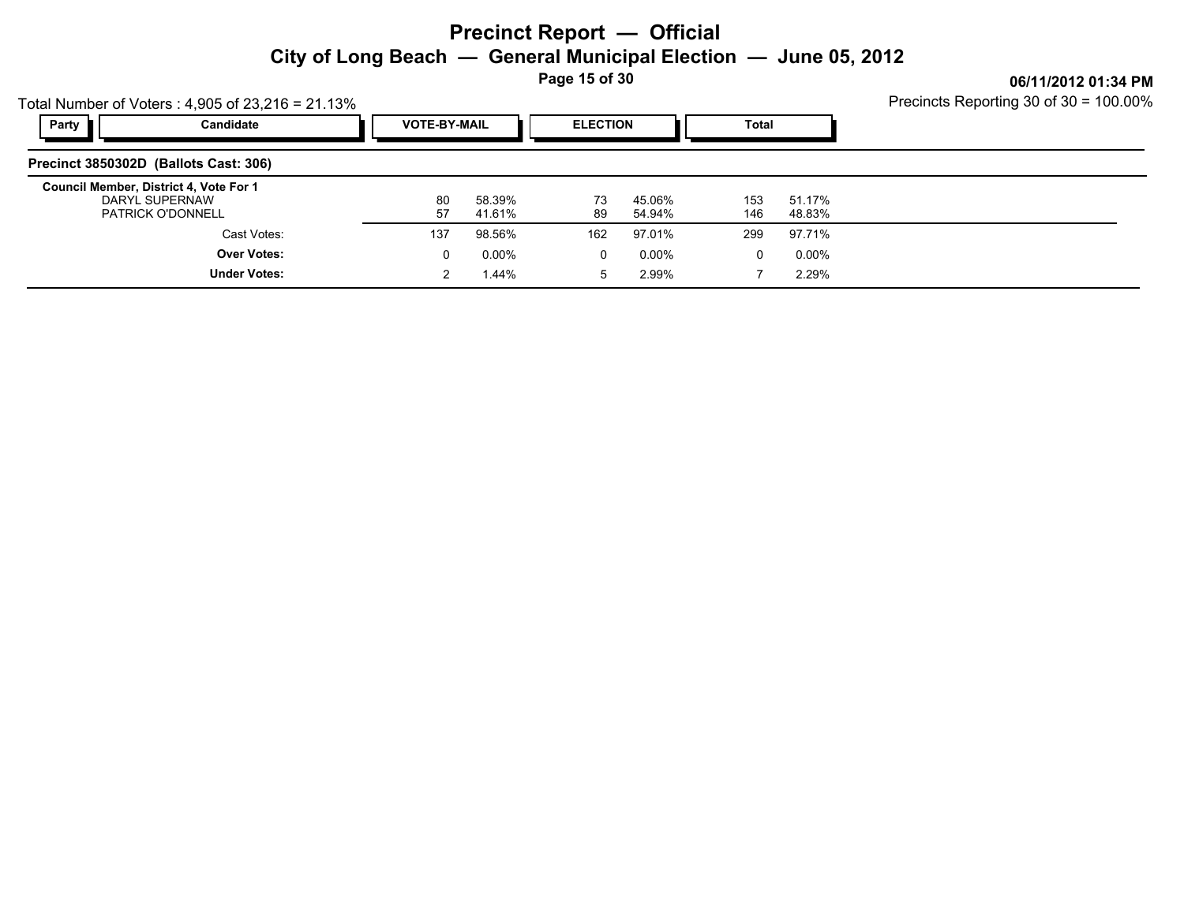# Precinct Report — Official

## City of Long Beach — General Municipal Election — June 05, 2012

**06/11/2012 01:34 PM**

Total Number of Voters : 4,905 of 23,216 = 21.13%

Precincts Reporting 30 of 30 = 100.00%

| Party | Candidate | VOTE-BY-MAIL | | ELECTION | | Total | |
|---|---|---|---|---|---|---|---|
| **Precinct 3850302D (Ballots Cast: 306)** | | | | | | | |
| **Council Member, District 4, Vote For 1** | | | | | | | |
| | DARYL SUPERNAW | 80 | 58.39% | 73 | 45.06% | 153 | 51.17% |
| | PATRICK O'DONNELL | 57 | 41.61% | 89 | 54.94% | 146 | 48.83% |
| | Cast Votes: | 137 | 98.56% | 162 | 97.01% | 299 | 97.71% |
| | **Over Votes:** | 0 | 0.00% | 0 | 0.00% | 0 | 0.00% |
| | **Under Votes:** | 2 | 1.44% | 5 | 2.99% | 7 | 2.29% |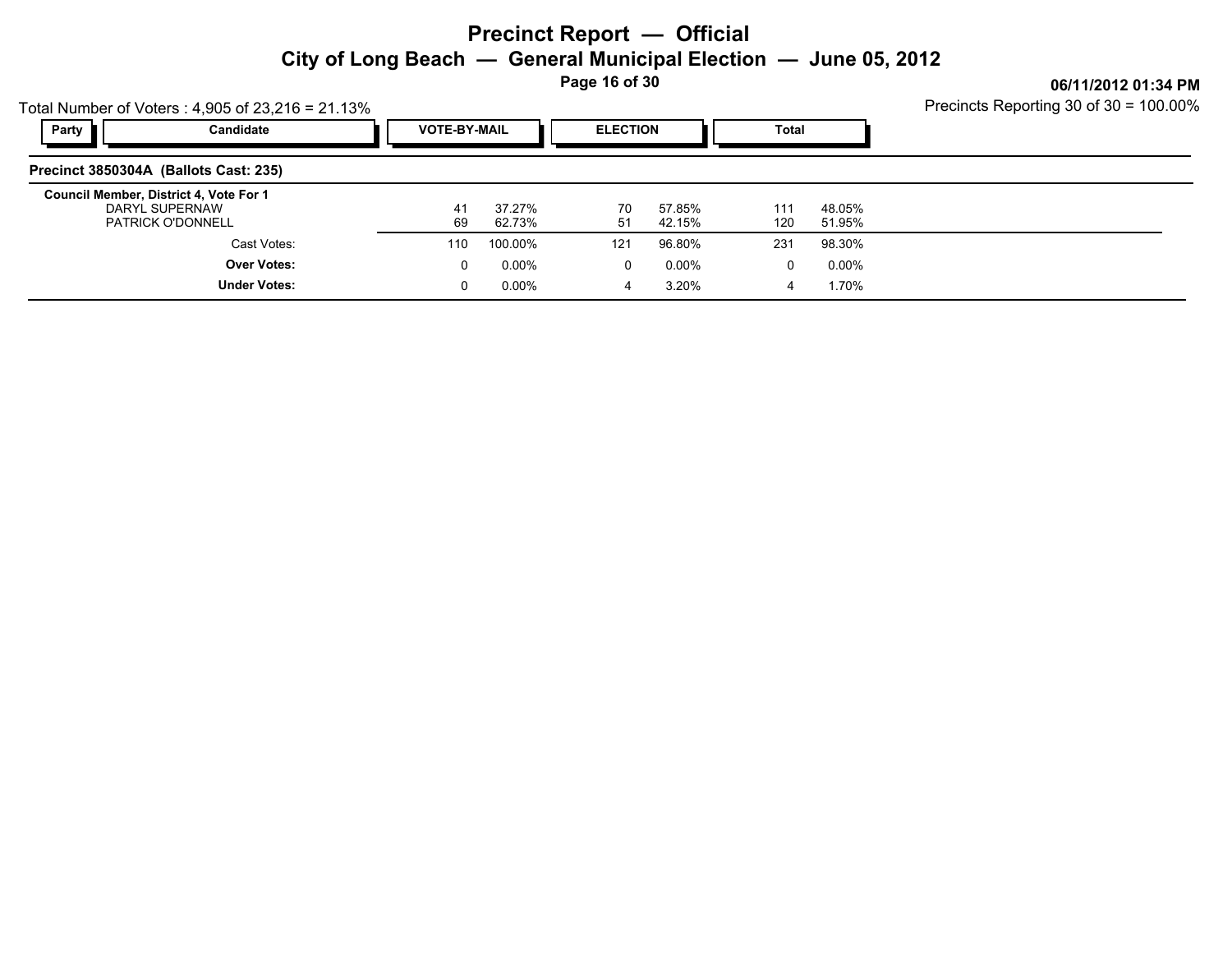# Precinct Report — Official

## City of Long Beach — General Municipal Election — June 05, 2012

06/11/2012 01:34 PM

Total Number of Voters : 4,905 of 23,216 = 21.13%

Precincts Reporting 30 of 30 = 100.00%

### Precinct 3850304A (Ballots Cast: 235)

**Council Member, District 4, Vote For 1**

| Party | Candidate | VOTE-BY-MAIL | | ELECTION | | Total | |
|---|---|---|---|---|---|---|---|
| | DARYL SUPERNAW | 41 | 37.27% | 70 | 57.85% | 111 | 48.05% |
| | PATRICK O'DONNELL | 69 | 62.73% | 51 | 42.15% | 120 | 51.95% |
| | Cast Votes: | 110 | 100.00% | 121 | 96.80% | 231 | 98.30% |
| | **Over Votes:** | 0 | 0.00% | 0 | 0.00% | 0 | 0.00% |
| | **Under Votes:** | 0 | 0.00% | 4 | 3.20% | 4 | 1.70% |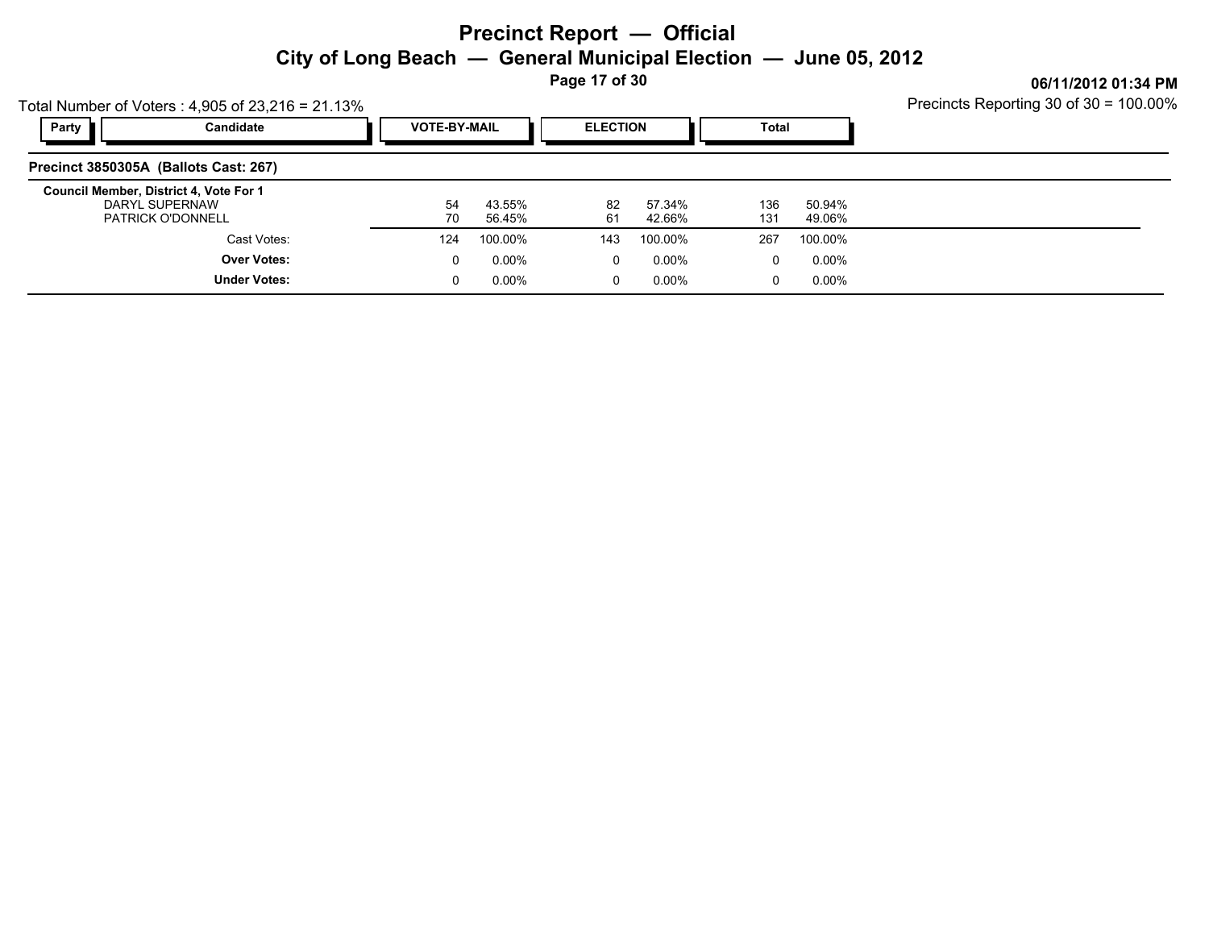# Precinct Report — Official

## City of Long Beach — General Municipal Election — June 05, 2012

06/11/2012 01:34 PM

Total Number of Voters : 4,905 of 23,216 = 21.13%

Precincts Reporting 30 of 30 = 100.00%

### Precinct 3850305A (Ballots Cast: 267)

| Party | Candidate | VOTE-BY-MAIL | | ELECTION | | Total | |
|---|---|---|---|---|---|---|---|
| | **Council Member, District 4, Vote For 1** | | | | | | |
| | DARYL SUPERNAW | 54 | 43.55% | 82 | 57.34% | 136 | 50.94% |
| | PATRICK O'DONNELL | 70 | 56.45% | 61 | 42.66% | 131 | 49.06% |
| | Cast Votes: | 124 | 100.00% | 143 | 100.00% | 267 | 100.00% |
| | **Over Votes:** | 0 | 0.00% | 0 | 0.00% | 0 | 0.00% |
| | **Under Votes:** | 0 | 0.00% | 0 | 0.00% | 0 | 0.00% |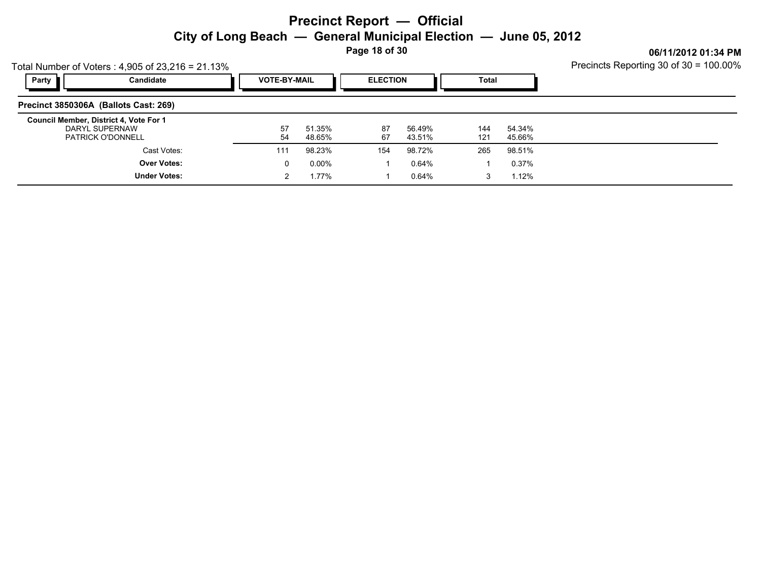# Precinct Report — Official

## City of Long Beach — General Municipal Election — June 05, 2012

**06/11/2012 01:34 PM**

Total Number of Voters : 4,905 of 23,216 = 21.13%

Precincts Reporting 30 of 30 = 100.00%

| Party | Candidate | VOTE-BY-MAIL | | ELECTION | | Total | |
|---|---|---|---|---|---|---|---|
| **Precinct 3850306A (Ballots Cast: 269)** | | | | | | | |
| **Council Member, District 4, Vote For 1** | | | | | | | |
| | DARYL SUPERNAW | 57 | 51.35% | 87 | 56.49% | 144 | 54.34% |
| | PATRICK O'DONNELL | 54 | 48.65% | 67 | 43.51% | 121 | 45.66% |
| | Cast Votes: | 111 | 98.23% | 154 | 98.72% | 265 | 98.51% |
| | **Over Votes:** | 0 | 0.00% | 1 | 0.64% | 1 | 0.37% |
| | **Under Votes:** | 2 | 1.77% | 1 | 0.64% | 3 | 1.12% |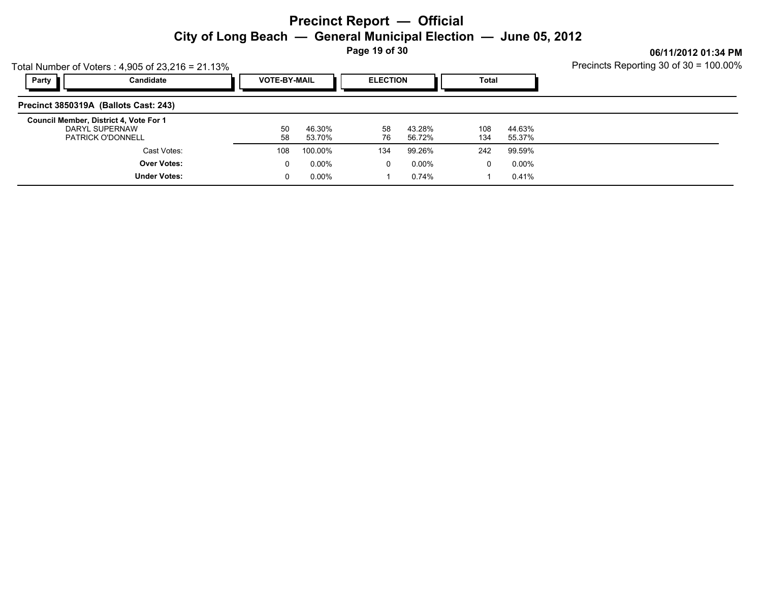# Precinct Report — Official

## City of Long Beach — General Municipal Election — June 05, 2012

**06/11/2012 01:34 PM**

Total Number of Voters : 4,905 of 23,216 = 21.13%

Precincts Reporting 30 of 30 = 100.00%

| Party | Candidate | VOTE-BY-MAIL | | ELECTION | | Total | |
|---|---|---|---|---|---|---|---|
| **Precinct 3850319A (Ballots Cast: 243)** | | | | | | | |
| **Council Member, District 4, Vote For 1** | | | | | | | |
| | DARYL SUPERNAW | 50 | 46.30% | 58 | 43.28% | 108 | 44.63% |
| | PATRICK O'DONNELL | 58 | 53.70% | 76 | 56.72% | 134 | 55.37% |
| | Cast Votes: | 108 | 100.00% | 134 | 99.26% | 242 | 99.59% |
| | **Over Votes:** | 0 | 0.00% | 0 | 0.00% | 0 | 0.00% |
| | **Under Votes:** | 0 | 0.00% | 1 | 0.74% | 1 | 0.41% |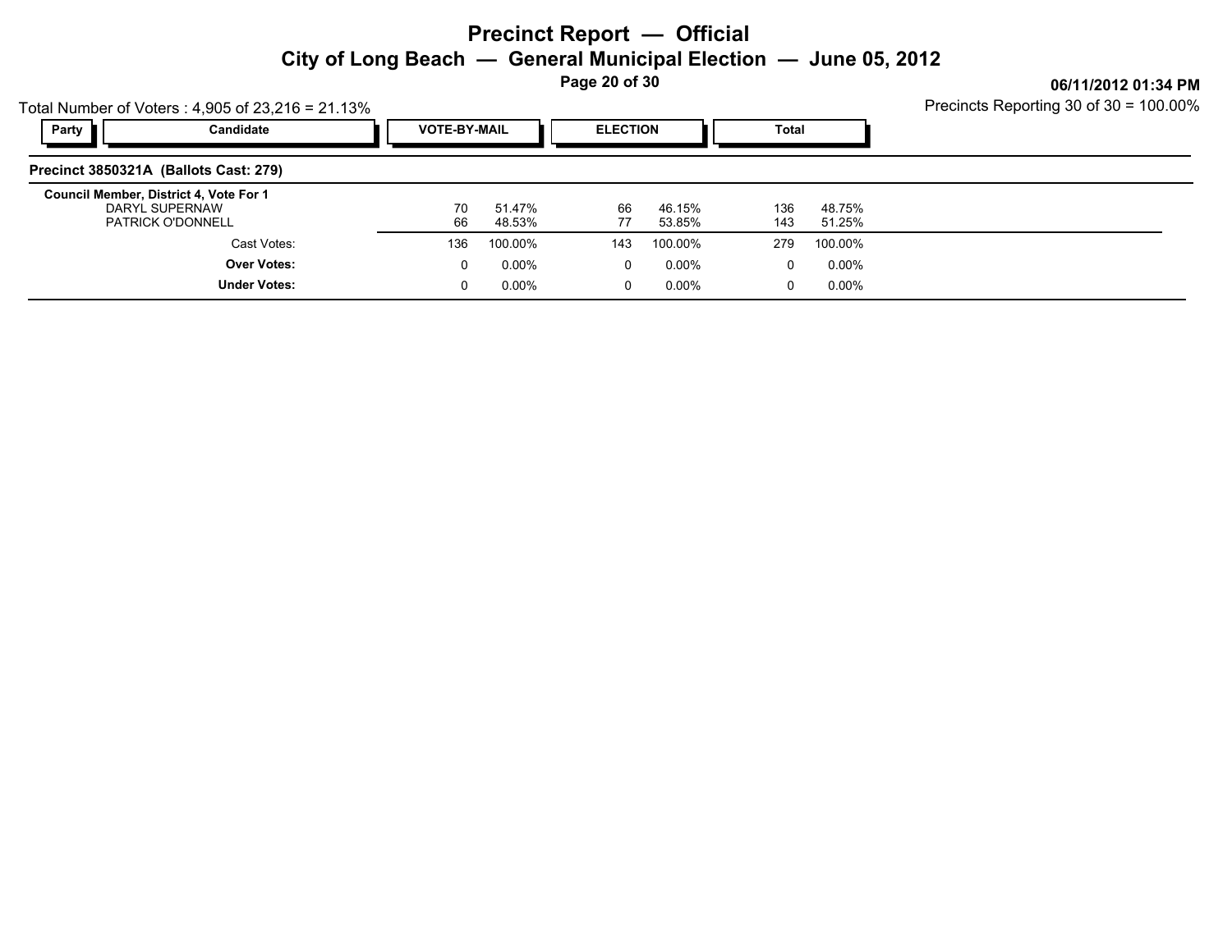# Precinct Report — Official

## City of Long Beach — General Municipal Election — June 05, 2012

06/11/2012 01:34 PM

Total Number of Voters : 4,905 of 23,216 = 21.13%

Precincts Reporting 30 of 30 = 100.00%

### Precinct 3850321A (Ballots Cast: 279)

**Council Member, District 4, Vote For 1**

| Party | Candidate | VOTE-BY-MAIL | | ELECTION | | Total | |
|---|---|---|---|---|---|---|---|
| | DARYL SUPERNAW | 70 | 51.47% | 66 | 46.15% | 136 | 48.75% |
| | PATRICK O'DONNELL | 66 | 48.53% | 77 | 53.85% | 143 | 51.25% |
| | Cast Votes: | 136 | 100.00% | 143 | 100.00% | 279 | 100.00% |
| | **Over Votes:** | 0 | 0.00% | 0 | 0.00% | 0 | 0.00% |
| | **Under Votes:** | 0 | 0.00% | 0 | 0.00% | 0 | 0.00% |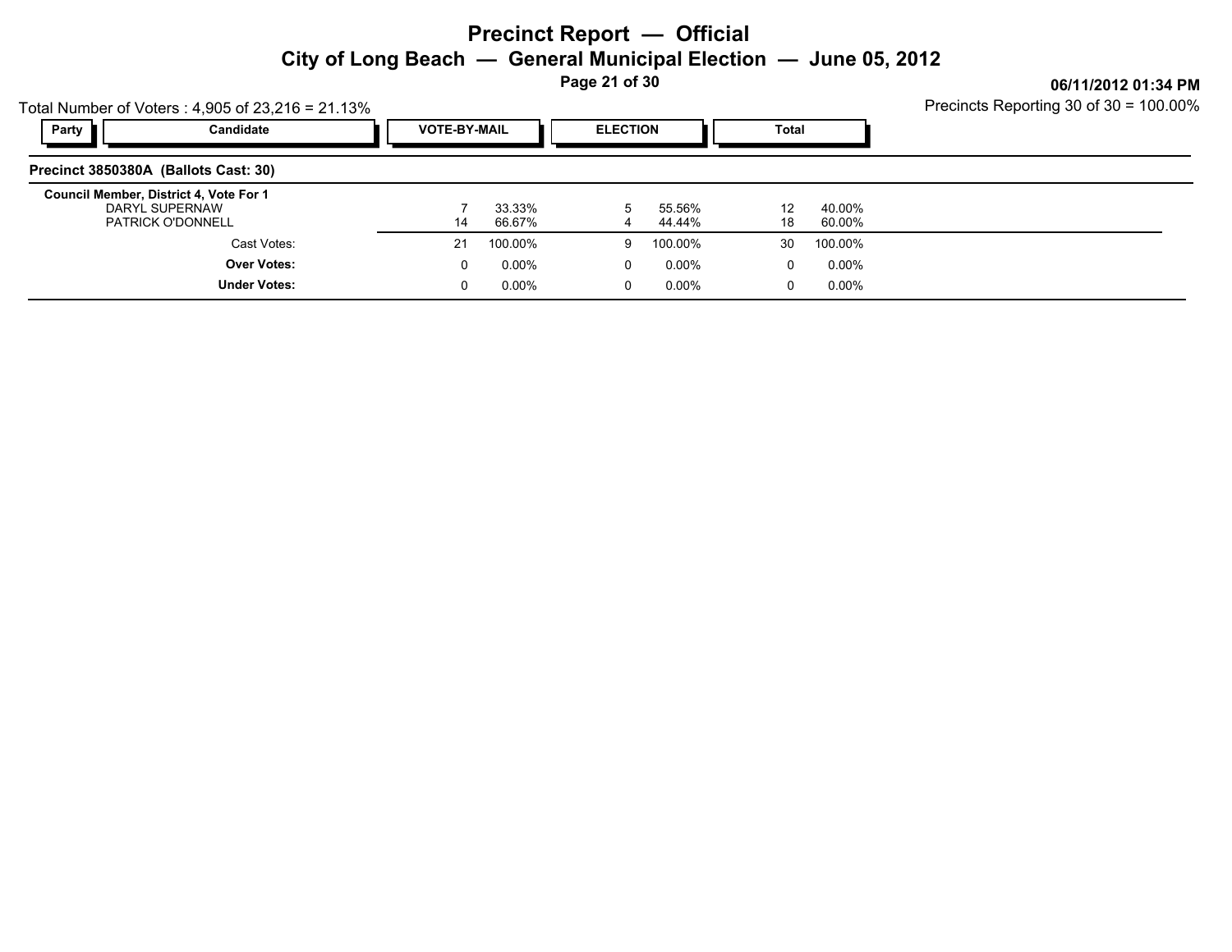# Precinct Report — Official

## City of Long Beach — General Municipal Election — June 05, 2012

06/11/2012 01:34 PM

Total Number of Voters : 4,905 of 23,216 = 21.13%

Precincts Reporting 30 of 30 = 100.00%

| Party | Candidate | VOTE-BY-MAIL | | ELECTION | | Total | |
|---|---|---|---|---|---|---|---|
| | **Precinct 3850380A (Ballots Cast: 30)** | | | | | | |
| | **Council Member, District 4, Vote For 1** | | | | | | |
| | DARYL SUPERNAW | 7 | 33.33% | 5 | 55.56% | 12 | 40.00% |
| | PATRICK O'DONNELL | 14 | 66.67% | 4 | 44.44% | 18 | 60.00% |
| | Cast Votes: | 21 | 100.00% | 9 | 100.00% | 30 | 100.00% |
| | **Over Votes:** | 0 | 0.00% | 0 | 0.00% | 0 | 0.00% |
| | **Under Votes:** | 0 | 0.00% | 0 | 0.00% | 0 | 0.00% |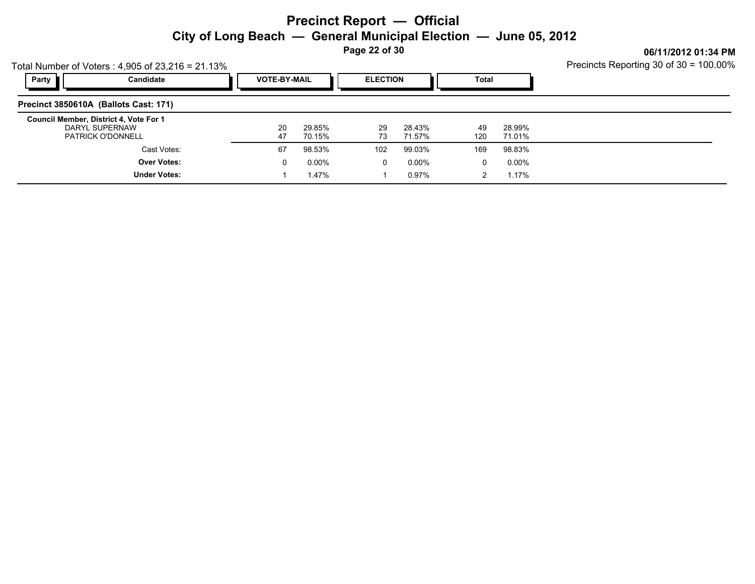# Precinct Report — Official

## City of Long Beach — General Municipal Election — June 05, 2012

06/11/2012 01:34 PM

Total Number of Voters : 4,905 of 23,216 = 21.13%

Precincts Reporting 30 of 30 = 100.00%

### Precinct 3850610A (Ballots Cast: 171)

| Party | Candidate | VOTE-BY-MAIL | | ELECTION | | Total | |
|---|---|---|---|---|---|---|---|
| | **Council Member, District 4, Vote For 1** | | | | | | |
| | DARYL SUPERNAW | 20 | 29.85% | 29 | 28.43% | 49 | 28.99% |
| | PATRICK O'DONNELL | 47 | 70.15% | 73 | 71.57% | 120 | 71.01% |
| | Cast Votes: | 67 | 98.53% | 102 | 99.03% | 169 | 98.83% |
| | **Over Votes:** | 0 | 0.00% | 0 | 0.00% | 0 | 0.00% |
| | **Under Votes:** | 1 | 1.47% | 1 | 0.97% | 2 | 1.17% |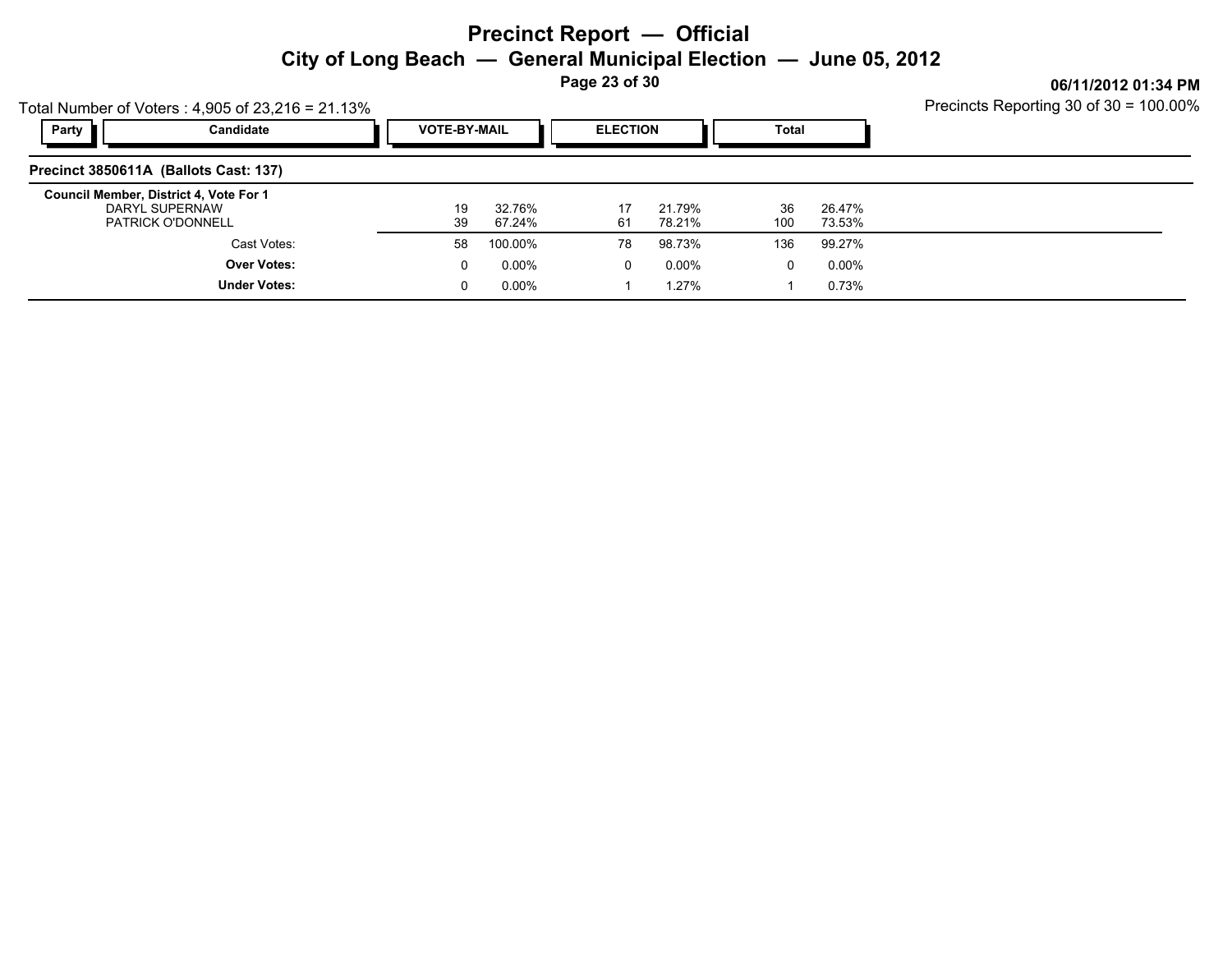# Precinct Report — Official

## City of Long Beach — General Municipal Election — June 05, 2012

06/11/2012 01:34 PM

Total Number of Voters : 4,905 of 23,216 = 21.13%

Precincts Reporting 30 of 30 = 100.00%

| Party | Candidate | VOTE-BY-MAIL | | ELECTION | | Total | |
|---|---|---|---|---|---|---|---|
| **Precinct 3850611A (Ballots Cast: 137)** | | | | | | | |
| | **Council Member, District 4, Vote For 1** | | | | | | |
| | DARYL SUPERNAW | 19 | 32.76% | 17 | 21.79% | 36 | 26.47% |
| | PATRICK O'DONNELL | 39 | 67.24% | 61 | 78.21% | 100 | 73.53% |
| | Cast Votes: | 58 | 100.00% | 78 | 98.73% | 136 | 99.27% |
| | **Over Votes:** | 0 | 0.00% | 0 | 0.00% | 0 | 0.00% |
| | **Under Votes:** | 0 | 0.00% | 1 | 1.27% | 1 | 0.73% |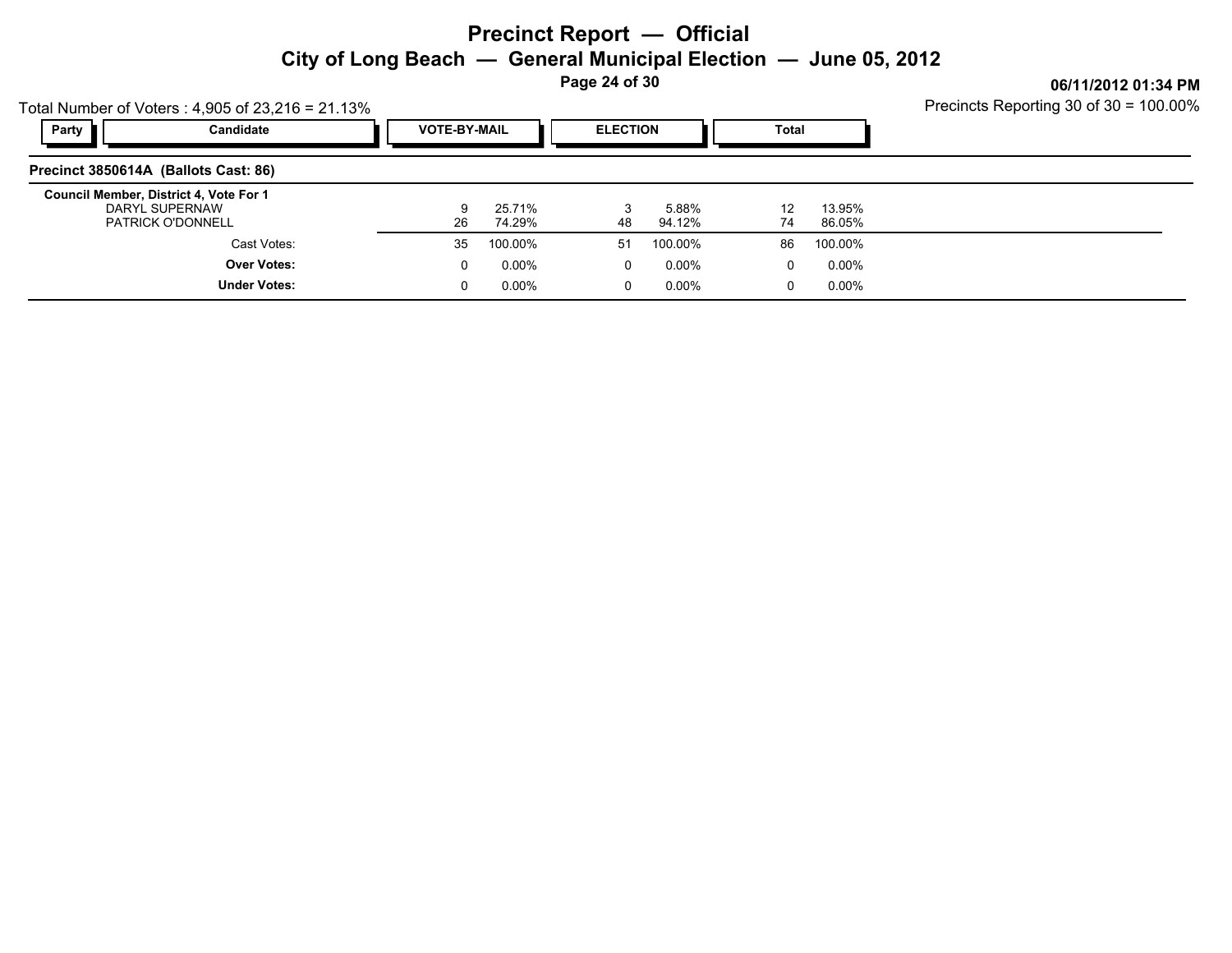# Precinct Report — Official

## City of Long Beach — General Municipal Election — June 05, 2012

**06/11/2012 01:34 PM**

Total Number of Voters : 4,905 of 23,216 = 21.13%

Precincts Reporting 30 of 30 = 100.00%

| Party | Candidate | VOTE-BY-MAIL | | ELECTION | | Total | |
|---|---|---|---|---|---|---|---|
| **Precinct 3850614A (Ballots Cast: 86)** | | | | | | | |
| **Council Member, District 4, Vote For 1** | | | | | | | |
| | DARYL SUPERNAW | 9 | 25.71% | 3 | 5.88% | 12 | 13.95% |
| | PATRICK O'DONNELL | 26 | 74.29% | 48 | 94.12% | 74 | 86.05% |
| | Cast Votes: | 35 | 100.00% | 51 | 100.00% | 86 | 100.00% |
| | **Over Votes:** | 0 | 0.00% | 0 | 0.00% | 0 | 0.00% |
| | **Under Votes:** | 0 | 0.00% | 0 | 0.00% | 0 | 0.00% |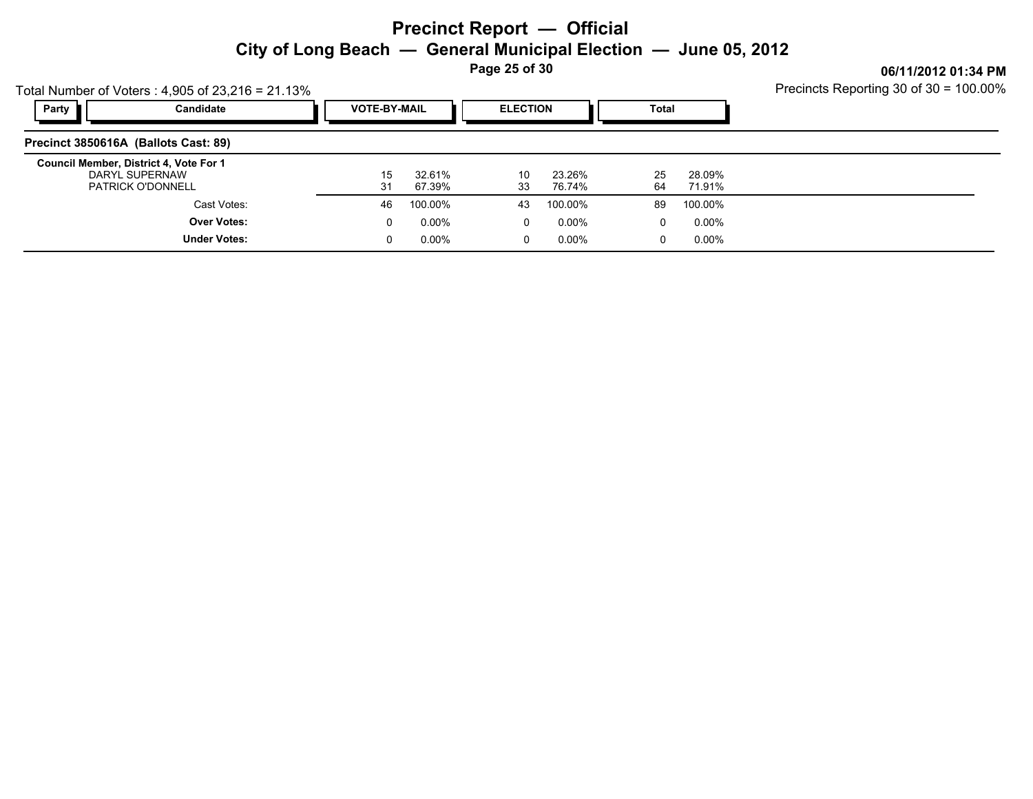# Precinct Report — Official

## City of Long Beach — General Municipal Election — June 05, 2012

06/11/2012 01:34 PM

Total Number of Voters : 4,905 of 23,216 = 21.13%

Precincts Reporting 30 of 30 = 100.00%

| Party | Candidate | VOTE-BY-MAIL | | ELECTION | | Total | |
|---|---|---|---|---|---|---|---|
| **Precinct 3850616A (Ballots Cast: 89)** | | | | | | | |
| | **Council Member, District 4, Vote For 1** | | | | | | |
| | DARYL SUPERNAW | 15 | 32.61% | 10 | 23.26% | 25 | 28.09% |
| | PATRICK O'DONNELL | 31 | 67.39% | 33 | 76.74% | 64 | 71.91% |
| | Cast Votes: | 46 | 100.00% | 43 | 100.00% | 89 | 100.00% |
| | **Over Votes:** | 0 | 0.00% | 0 | 0.00% | 0 | 0.00% |
| | **Under Votes:** | 0 | 0.00% | 0 | 0.00% | 0 | 0.00% |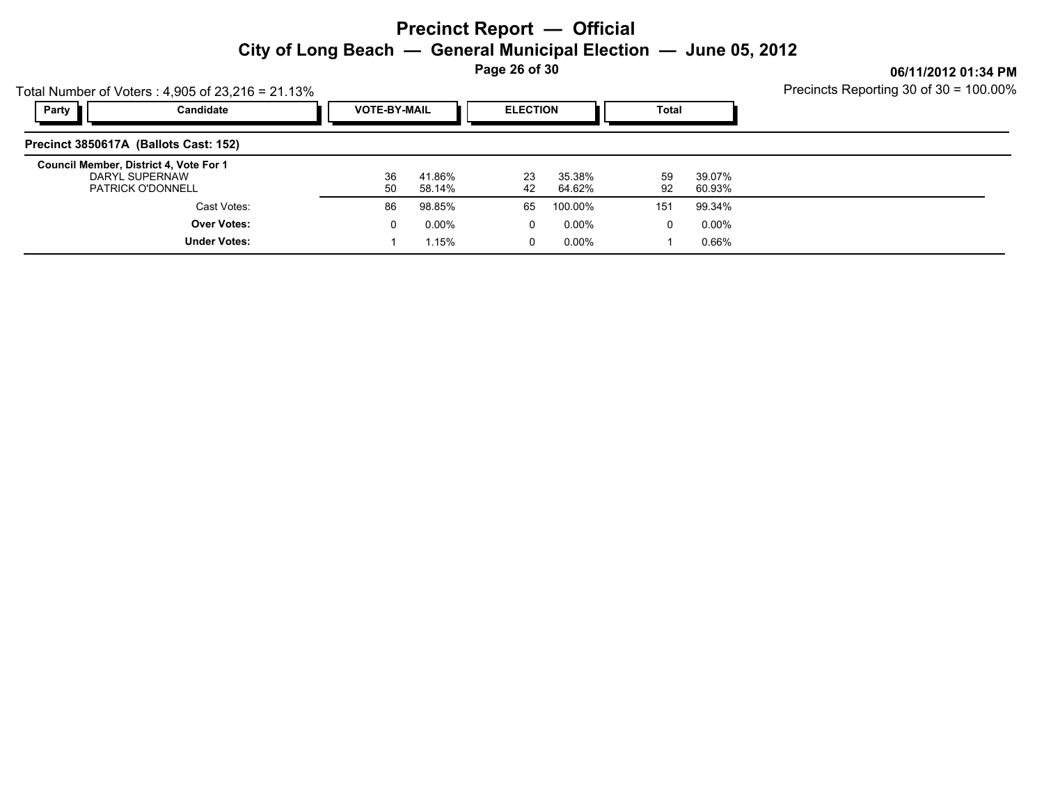# Precinct Report — Official

## City of Long Beach — General Municipal Election — June 05, 2012

06/11/2012 01:34 PM

Total Number of Voters : 4,905 of 23,216 = 21.13%

Precincts Reporting 30 of 30 = 100.00%

| Party | Candidate | VOTE-BY-MAIL | | ELECTION | | Total | |
|---|---|---|---|---|---|---|---|
| **Precinct 3850617A (Ballots Cast: 152)** | | | | | | | |
| **Council Member, District 4, Vote For 1** | | | | | | | |
| | DARYL SUPERNAW | 36 | 41.86% | 23 | 35.38% | 59 | 39.07% |
| | PATRICK O'DONNELL | 50 | 58.14% | 42 | 64.62% | 92 | 60.93% |
| | Cast Votes: | 86 | 98.85% | 65 | 100.00% | 151 | 99.34% |
| | **Over Votes:** | 0 | 0.00% | 0 | 0.00% | 0 | 0.00% |
| | **Under Votes:** | 1 | 1.15% | 0 | 0.00% | 1 | 0.66% |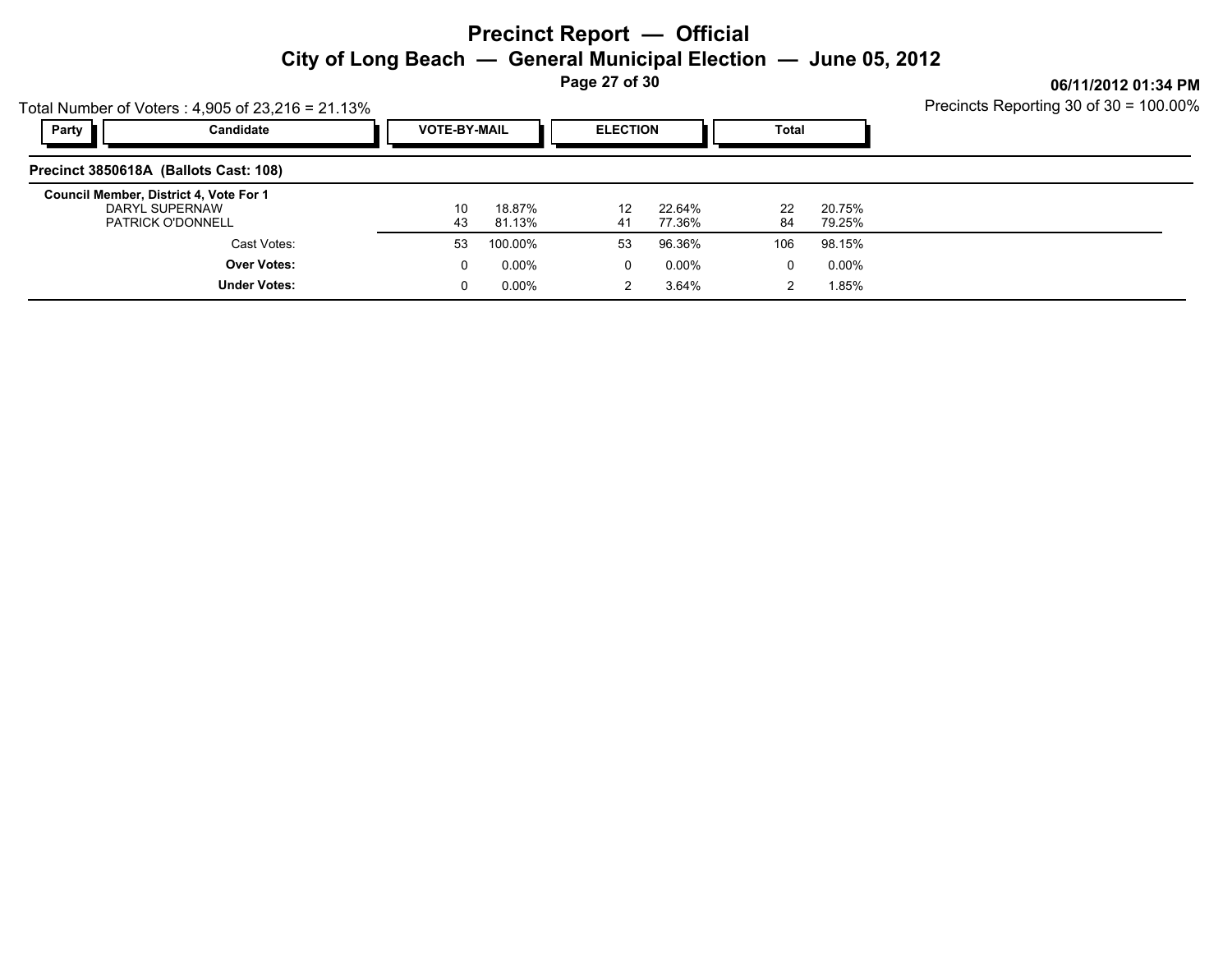# Precinct Report — Official

## City of Long Beach — General Municipal Election — June 05, 2012

06/11/2012 01:34 PM

Total Number of Voters : 4,905 of 23,216 = 21.13%

Precincts Reporting 30 of 30 = 100.00%

### Precinct 3850618A (Ballots Cast: 108)

| Party | Candidate | VOTE-BY-MAIL | | ELECTION | | Total | |
|---|---|---|---|---|---|---|---|
| | **Council Member, District 4, Vote For 1** | | | | | | |
| | DARYL SUPERNAW | 10 | 18.87% | 12 | 22.64% | 22 | 20.75% |
| | PATRICK O'DONNELL | 43 | 81.13% | 41 | 77.36% | 84 | 79.25% |
| | Cast Votes: | 53 | 100.00% | 53 | 96.36% | 106 | 98.15% |
| | **Over Votes:** | 0 | 0.00% | 0 | 0.00% | 0 | 0.00% |
| | **Under Votes:** | 0 | 0.00% | 2 | 3.64% | 2 | 1.85% |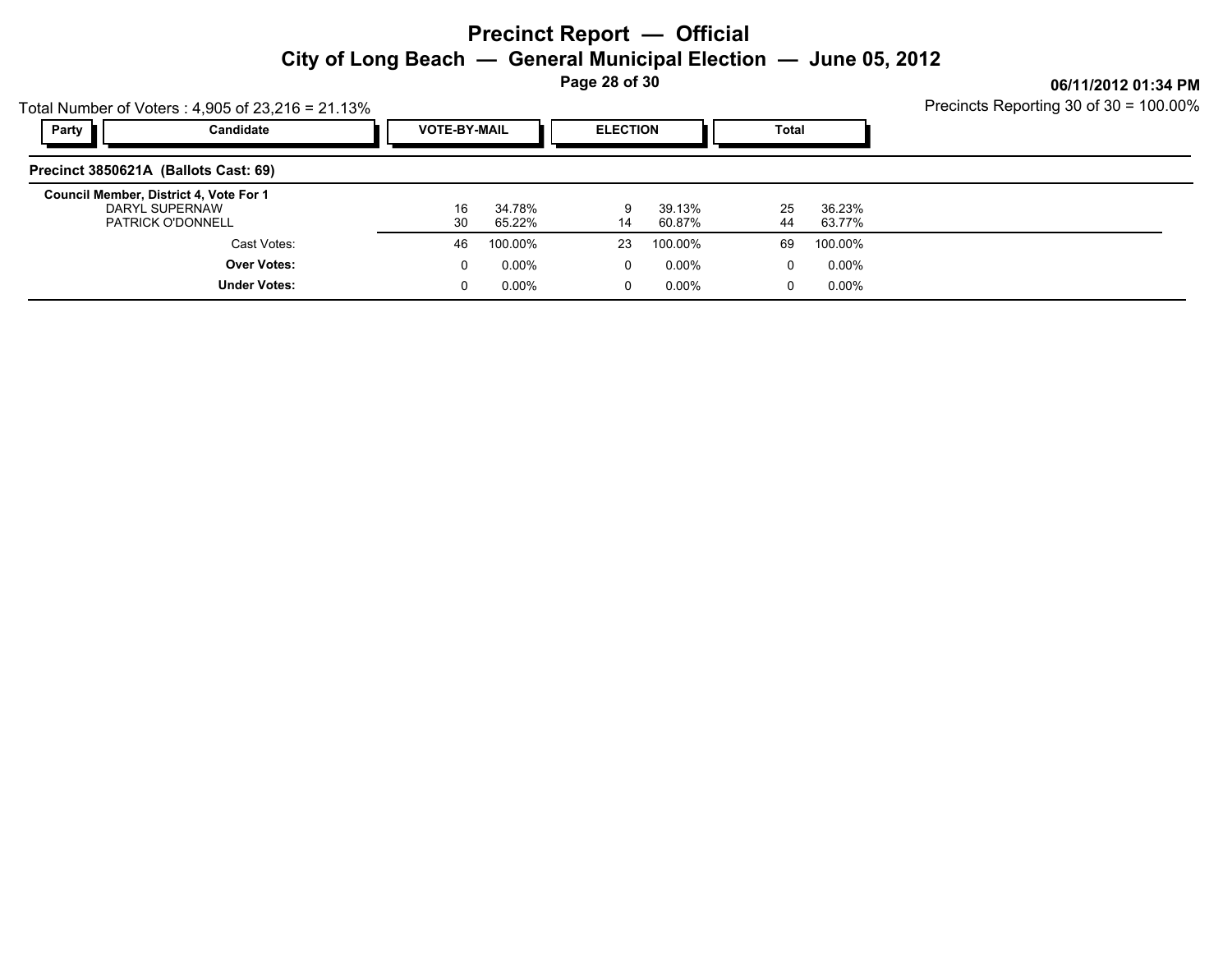# Precinct Report — Official

## City of Long Beach — General Municipal Election — June 05, 2012

06/11/2012 01:34 PM

Total Number of Voters : 4,905 of 23,216 = 21.13%

Precincts Reporting 30 of 30 = 100.00%

| Party | Candidate | VOTE-BY-MAIL | | ELECTION | | Total | |
|---|---|---|---|---|---|---|---|
| **Precinct 3850621A (Ballots Cast: 69)** | | | | | | | |
| **Council Member, District 4, Vote For 1** | | | | | | | |
| | DARYL SUPERNAW | 16 | 34.78% | 9 | 39.13% | 25 | 36.23% |
| | PATRICK O'DONNELL | 30 | 65.22% | 14 | 60.87% | 44 | 63.77% |
| | Cast Votes: | 46 | 100.00% | 23 | 100.00% | 69 | 100.00% |
| | **Over Votes:** | 0 | 0.00% | 0 | 0.00% | 0 | 0.00% |
| | **Under Votes:** | 0 | 0.00% | 0 | 0.00% | 0 | 0.00% |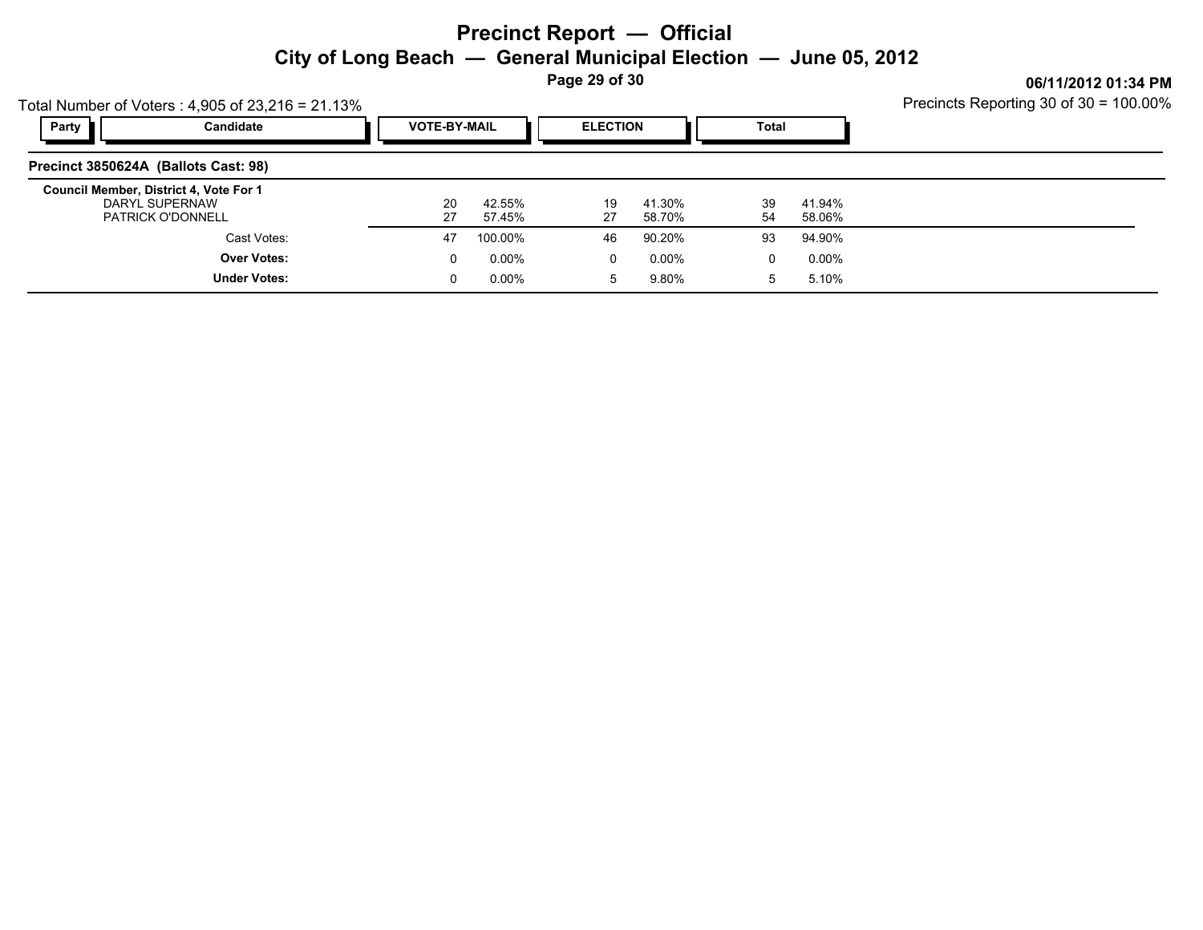# Precinct Report — Official

## City of Long Beach — General Municipal Election — June 05, 2012

**06/11/2012 01:34 PM**

Total Number of Voters : 4,905 of 23,216 = 21.13%

Precincts Reporting 30 of 30 = 100.00%

### Precinct 3850624A (Ballots Cast: 98)

| Party | Candidate | VOTE-BY-MAIL | | ELECTION | | Total | |
|---|---|---|---|---|---|---|---|
| | **Council Member, District 4, Vote For 1** | | | | | | |
| | DARYL SUPERNAW | 20 | 42.55% | 19 | 41.30% | 39 | 41.94% |
| | PATRICK O'DONNELL | 27 | 57.45% | 27 | 58.70% | 54 | 58.06% |
| | Cast Votes: | 47 | 100.00% | 46 | 90.20% | 93 | 94.90% |
| | **Over Votes:** | 0 | 0.00% | 0 | 0.00% | 0 | 0.00% |
| | **Under Votes:** | 0 | 0.00% | 5 | 9.80% | 5 | 5.10% |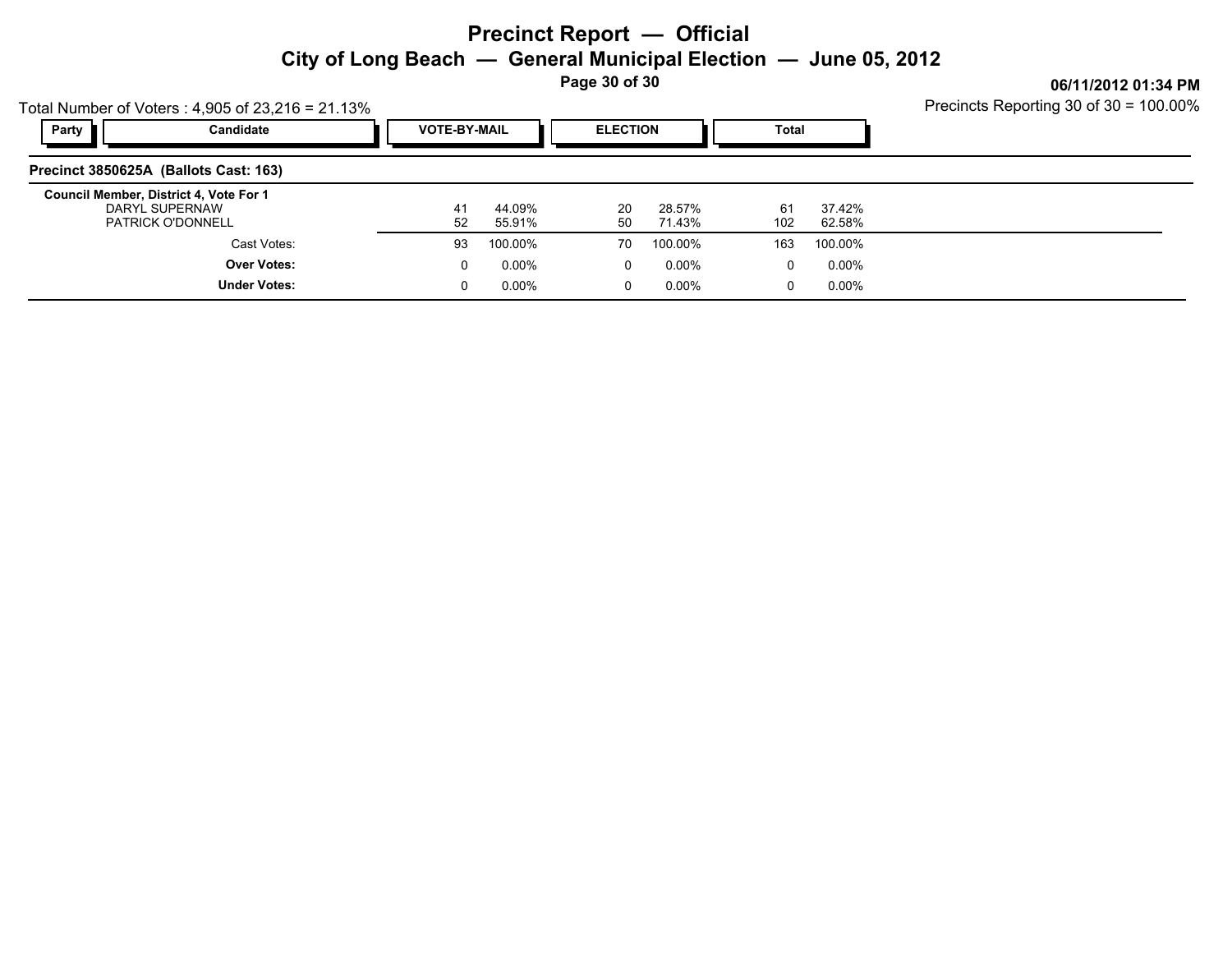# Precinct Report — Official

## City of Long Beach — General Municipal Election — June 05, 2012

06/11/2012 01:34 PM

Total Number of Voters : 4,905 of 23,216 = 21.13%

Precincts Reporting 30 of 30 = 100.00%

| Party | Candidate | VOTE-BY-MAIL | | ELECTION | | Total | |
|---|---|---|---|---|---|---|---|
| **Precinct 3850625A (Ballots Cast: 163)** | | | | | | | |
| **Council Member, District 4, Vote For 1** | | | | | | | |
| | DARYL SUPERNAW | 41 | 44.09% | 20 | 28.57% | 61 | 37.42% |
| | PATRICK O'DONNELL | 52 | 55.91% | 50 | 71.43% | 102 | 62.58% |
| | Cast Votes: | 93 | 100.00% | 70 | 100.00% | 163 | 100.00% |
| | **Over Votes:** | 0 | 0.00% | 0 | 0.00% | 0 | 0.00% |
| | **Under Votes:** | 0 | 0.00% | 0 | 0.00% | 0 | 0.00% |